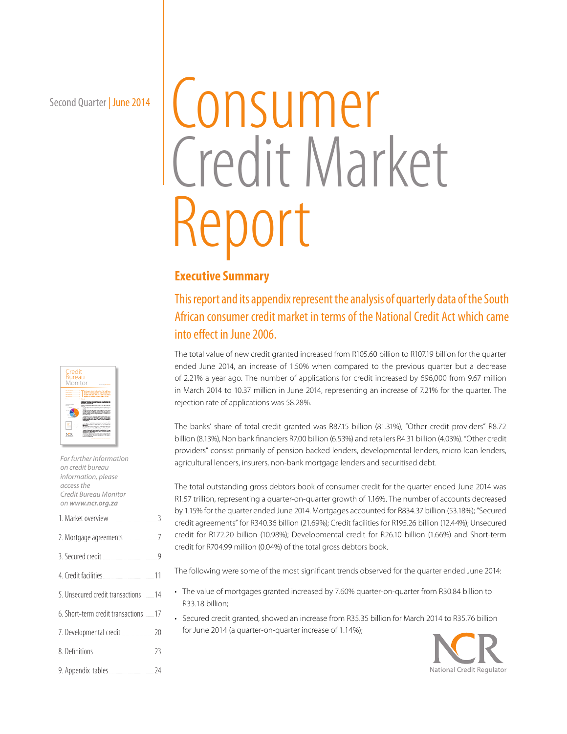Second Quarter | June 2014

# Consumer Credit Market Report

## Executive Summary

### This report and its appendix represent the analysis of quarterly data of the South African consumer credit market in terms of the National Credit Act which came into effect in June 2006.

The total value of new credit granted increased from R105.60 billion to R107.19 billion for the quarter ended June 2014, an increase of 1.50% when compared to the previous quarter but a decrease of 2.21% a year ago. The number of applications for credit increased by 696,000 from 9.67 million in March 2014 to 10.37 million in June 2014, representing an increase of 7.21% for the quarter. The rejection rate of applications was 58.28%.

The banks' share of total credit granted was R87.15 billion (81.31%), "Other credit providers" R8.72 billion (8.13%), Non bank financiers R7.00 billion (6.53%) and retailers R4.31 billion (4.03%). "Other credit providers" consist primarily of pension backed lenders, developmental lenders, micro loan lenders, agricultural lenders, insurers, non-bank mortgage lenders and securitised debt.

The total outstanding gross debtors book of consumer credit for the quarter ended June 2014 was R1.57 trillion, representing a quarter-on-quarter growth of 1.16%. The number of accounts decreased by 1.15% for the quarter ended June 2014. Mortgages accounted for R834.37 billion (53.18%); "Secured credit agreements" for R340.36 billion (21.69%); Credit facilities for R195.26 billion (12.44%); Unsecured credit for R172.20 billion (10.98%); Developmental credit for R26.10 billion (1.66%) and Short-term credit for R704.99 million (0.04%) of the total gross debtors book.

The following were some of the most significant trends observed for the quarter ended June 2014:

- The value of mortgages granted increased by 7.60% quarter-on-quarter from R30.84 billion to R33.18 billion;
- Secured credit granted, showed an increase from R35.35 billion for March 2014 to R35.76 billion for June 2014 (a quarter-on-quarter increase of 1.14%);

*For further information on credit bureau information, please access the Credit Bureau Monitor on **www.ncr.org.za***

| | |
|---|---|
| 1. Market overview | 3 |
| 2. Mortgage agreements | 7 |
| 3. Secured credit | 9 |
| 4. Credit facilities | 11 |
| 5. Unsecured credit transactions | 14 |
| 6. Short-term credit transactions | 17 |
| 7. Developmental credit | 20 |
| 8. Definitions | 23 |
| 9. Appendix tables | 24 |

NCR National Credit Regulator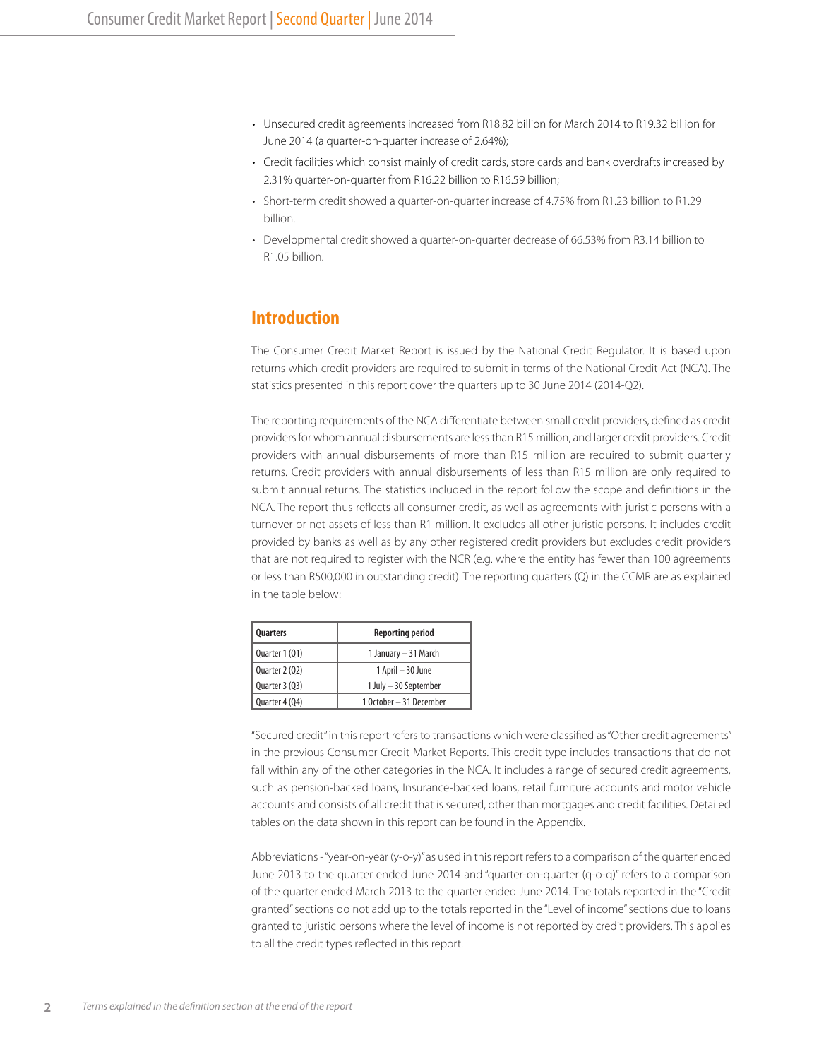- Unsecured credit agreements increased from R18.82 billion for March 2014 to R19.32 billion for June 2014 (a quarter-on-quarter increase of 2.64%);
- Credit facilities which consist mainly of credit cards, store cards and bank overdrafts increased by 2.31% quarter-on-quarter from R16.22 billion to R16.59 billion;
- Short-term credit showed a quarter-on-quarter increase of 4.75% from R1.23 billion to R1.29 billion.
- Developmental credit showed a quarter-on-quarter decrease of 66.53% from R3.14 billion to R1.05 billion.

## Introduction

The Consumer Credit Market Report is issued by the National Credit Regulator. It is based upon returns which credit providers are required to submit in terms of the National Credit Act (NCA). The statistics presented in this report cover the quarters up to 30 June 2014 (2014-Q2).

The reporting requirements of the NCA differentiate between small credit providers, defined as credit providers for whom annual disbursements are less than R15 million, and larger credit providers. Credit providers with annual disbursements of more than R15 million are required to submit quarterly returns. Credit providers with annual disbursements of less than R15 million are only required to submit annual returns. The statistics included in the report follow the scope and definitions in the NCA. The report thus reflects all consumer credit, as well as agreements with juristic persons with a turnover or net assets of less than R1 million. It excludes all other juristic persons. It includes credit provided by banks as well as by any other registered credit providers but excludes credit providers that are not required to register with the NCR (e.g. where the entity has fewer than 100 agreements or less than R500,000 in outstanding credit). The reporting quarters (Q) in the CCMR are as explained in the table below:

| Quarters | Reporting period |
|---|---|
| Quarter 1 (Q1) | 1 January – 31 March |
| Quarter 2 (Q2) | 1 April – 30 June |
| Quarter 3 (Q3) | 1 July – 30 September |
| Quarter 4 (Q4) | 1 October – 31 December |

"Secured credit" in this report refers to transactions which were classified as "Other credit agreements" in the previous Consumer Credit Market Reports. This credit type includes transactions that do not fall within any of the other categories in the NCA. It includes a range of secured credit agreements, such as pension-backed loans, Insurance-backed loans, retail furniture accounts and motor vehicle accounts and consists of all credit that is secured, other than mortgages and credit facilities. Detailed tables on the data shown in this report can be found in the Appendix.

Abbreviations - "year-on-year (y-o-y)" as used in this report refers to a comparison of the quarter ended June 2013 to the quarter ended June 2014 and "quarter-on-quarter (q-o-q)" refers to a comparison of the quarter ended March 2013 to the quarter ended June 2014. The totals reported in the "Credit granted" sections do not add up to the totals reported in the "Level of income" sections due to loans granted to juristic persons where the level of income is not reported by credit providers. This applies to all the credit types reflected in this report.

*Terms explained in the definition section at the end of the report*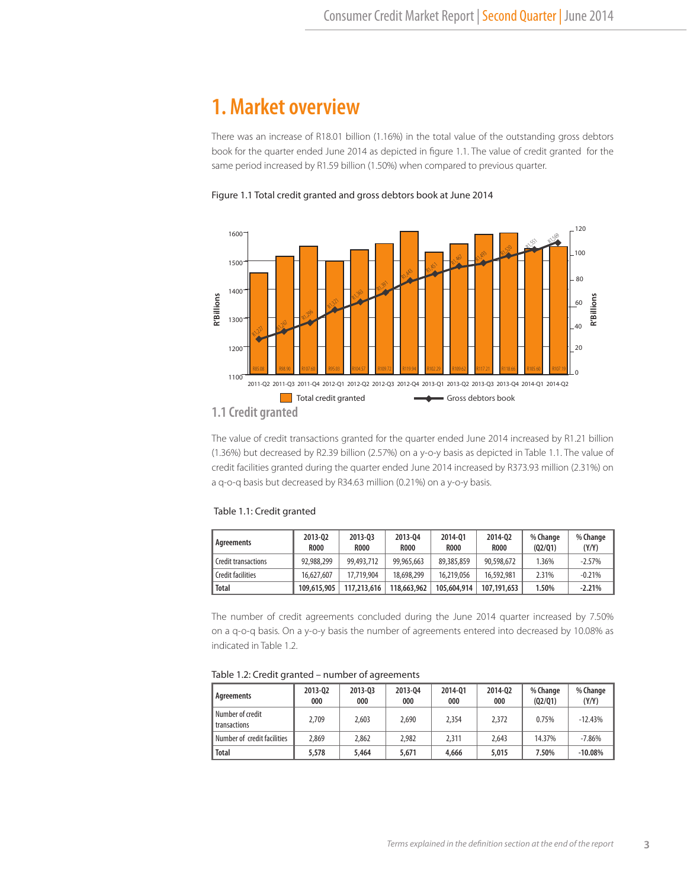# 1. Market overview

There was an increase of R18.01 billion (1.16%) in the total value of the outstanding gross debtors book for the quarter ended June 2014 as depicted in figure 1.1. The value of credit granted for the same period increased by R1.59 billion (1.50%) when compared to previous quarter.

Figure 1.1 Total credit granted and gross debtors book at June 2014

## 1.1 Credit granted

The value of credit transactions granted for the quarter ended June 2014 increased by R1.21 billion (1.36%) but decreased by R2.39 billion (2.57%) on a y-o-y basis as depicted in Table 1.1. The value of credit facilities granted during the quarter ended June 2014 increased by R373.93 million (2.31%) on a q-o-q basis but decreased by R34.63 million (0.21%) on a y-o-y basis.

Table 1.1: Credit granted

| Agreements | 2013-Q2 R000 | 2013-Q3 R000 | 2013-Q4 R000 | 2014-Q1 R000 | 2014-Q2 R000 | % Change (Q2/Q1) | % Change (Y/Y) |
|---|---|---|---|---|---|---|---|
| Credit transactions | 92,988,299 | 99,493,712 | 99,965,663 | 89,385,859 | 90,598,672 | 1.36% | -2.57% |
| Credit facilities | 16,627,607 | 17,719,904 | 18,698,299 | 16,219,056 | 16,592,981 | 2.31% | -0.21% |
| **Total** | **109,615,905** | **117,213,616** | **118,663,962** | **105,604,914** | **107,191,653** | **1.50%** | **-2.21%** |

The number of credit agreements concluded during the June 2014 quarter increased by 7.50% on a q-o-q basis. On a y-o-y basis the number of agreements entered into decreased by 10.08% as indicated in Table 1.2.

Table 1.2: Credit granted – number of agreements

| Agreements | 2013-Q2 000 | 2013-Q3 000 | 2013-Q4 000 | 2014-Q1 000 | 2014-Q2 000 | % Change (Q2/Q1) | % Change (Y/Y) |
|---|---|---|---|---|---|---|---|
| Number of credit transactions | 2,709 | 2,603 | 2,690 | 2,354 | 2,372 | 0.75% | -12.43% |
| Number of credit facilities | 2,869 | 2,862 | 2,982 | 2,311 | 2,643 | 14.37% | -7.86% |
| **Total** | **5,578** | **5,464** | **5,671** | **4,666** | **5,015** | **7.50%** | **-10.08%** |

*Terms explained in the definition section at the end of the report*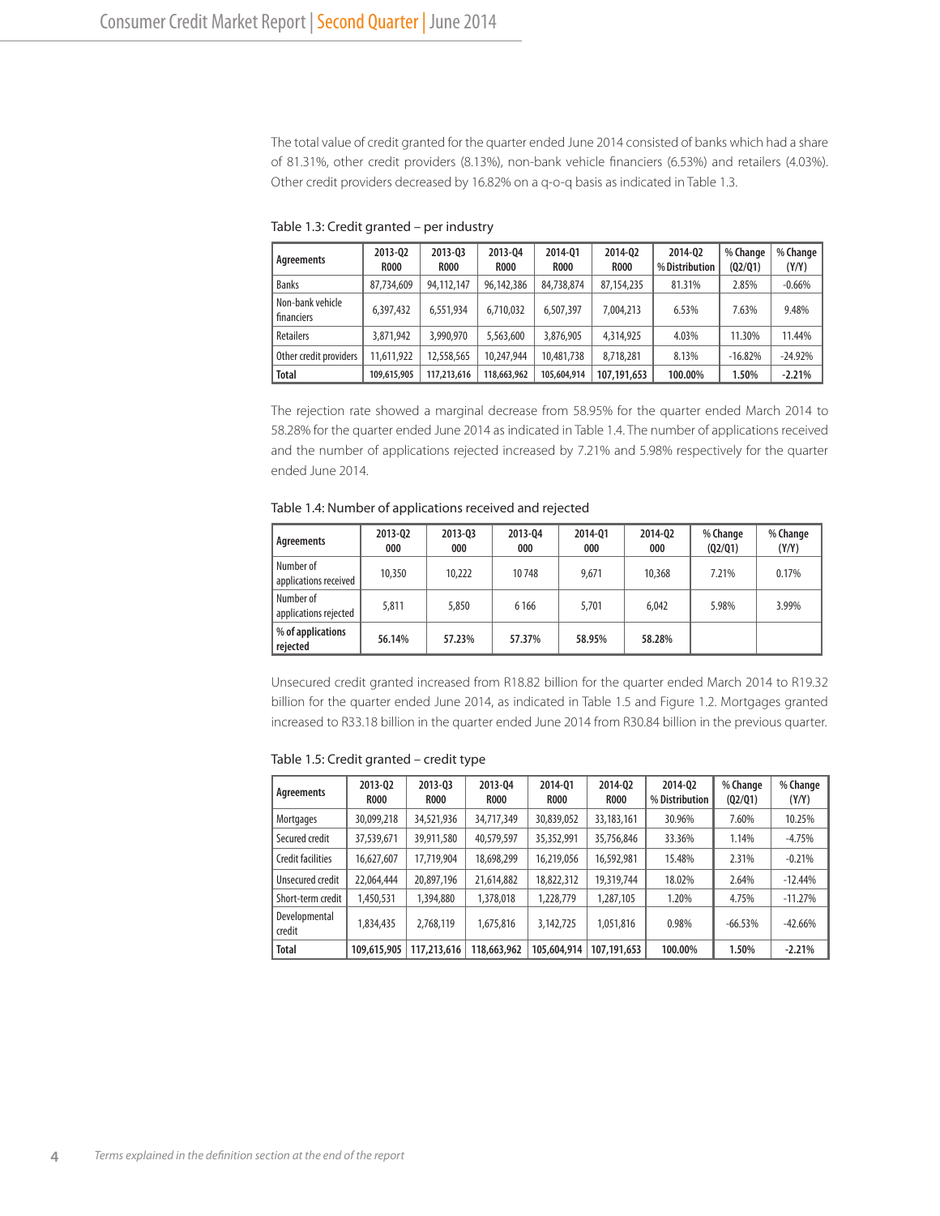The total value of credit granted for the quarter ended June 2014 consisted of banks which had a share of 81.31%, other credit providers (8.13%), non-bank vehicle financiers (6.53%) and retailers (4.03%). Other credit providers decreased by 16.82% on a q-o-q basis as indicated in Table 1.3.

Table 1.3: Credit granted – per industry

| Agreements | 2013-Q2 R000 | 2013-Q3 R000 | 2013-Q4 R000 | 2014-Q1 R000 | 2014-Q2 R000 | 2014-Q2 % Distribution | % Change (Q2/Q1) | % Change (Y/Y) |
|---|---|---|---|---|---|---|---|---|
| Banks | 87,734,609 | 94,112,147 | 96,142,386 | 84,738,874 | 87,154,235 | 81.31% | 2.85% | -0.66% |
| Non-bank vehicle financiers | 6,397,432 | 6,551,934 | 6,710,032 | 6,507,397 | 7,004,213 | 6.53% | 7.63% | 9.48% |
| Retailers | 3,871,942 | 3,990,970 | 5,563,600 | 3,876,905 | 4,314,925 | 4.03% | 11.30% | 11.44% |
| Other credit providers | 11,611,922 | 12,558,565 | 10,247,944 | 10,481,738 | 8,718,281 | 8.13% | -16.82% | -24.92% |
| **Total** | **109,615,905** | **117,213,616** | **118,663,962** | **105,604,914** | **107,191,653** | **100.00%** | **1.50%** | **-2.21%** |

The rejection rate showed a marginal decrease from 58.95% for the quarter ended March 2014 to 58.28% for the quarter ended June 2014 as indicated in Table 1.4. The number of applications received and the number of applications rejected increased by 7.21% and 5.98% respectively for the quarter ended June 2014.

Table 1.4: Number of applications received and rejected

| Agreements | 2013-Q2 000 | 2013-Q3 000 | 2013-Q4 000 | 2014-Q1 000 | 2014-Q2 000 | % Change (Q2/Q1) | % Change (Y/Y) |
|---|---|---|---|---|---|---|---|
| Number of applications received | 10,350 | 10,222 | 10 748 | 9,671 | 10,368 | 7.21% | 0.17% |
| Number of applications rejected | 5,811 | 5,850 | 6 166 | 5,701 | 6,042 | 5.98% | 3.99% |
| **% of applications rejected** | **56.14%** | **57.23%** | **57.37%** | **58.95%** | **58.28%** | | |

Unsecured credit granted increased from R18.82 billion for the quarter ended March 2014 to R19.32 billion for the quarter ended June 2014, as indicated in Table 1.5 and Figure 1.2. Mortgages granted increased to R33.18 billion in the quarter ended June 2014 from R30.84 billion in the previous quarter.

Table 1.5: Credit granted – credit type

| Agreements | 2013-Q2 R000 | 2013-Q3 R000 | 2013-Q4 R000 | 2014-Q1 R000 | 2014-Q2 R000 | 2014-Q2 % Distribution | % Change (Q2/Q1) | % Change (Y/Y) |
|---|---|---|---|---|---|---|---|---|
| Mortgages | 30,099,218 | 34,521,936 | 34,717,349 | 30,839,052 | 33,183,161 | 30.96% | 7.60% | 10.25% |
| Secured credit | 37,539,671 | 39,911,580 | 40,579,597 | 35,352,991 | 35,756,846 | 33.36% | 1.14% | -4.75% |
| Credit facilities | 16,627,607 | 17,719,904 | 18,698,299 | 16,219,056 | 16,592,981 | 15.48% | 2.31% | -0.21% |
| Unsecured credit | 22,064,444 | 20,897,196 | 21,614,882 | 18,822,312 | 19,319,744 | 18.02% | 2.64% | -12.44% |
| Short-term credit | 1,450,531 | 1,394,880 | 1,378,018 | 1,228,779 | 1,287,105 | 1.20% | 4.75% | -11.27% |
| Developmental credit | 1,834,435 | 2,768,119 | 1,675,816 | 3,142,725 | 1,051,816 | 0.98% | -66.53% | -42.66% |
| **Total** | **109,615,905** | **117,213,616** | **118,663,962** | **105,604,914** | **107,191,653** | **100.00%** | **1.50%** | **-2.21%** |

*Terms explained in the definition section at the end of the report*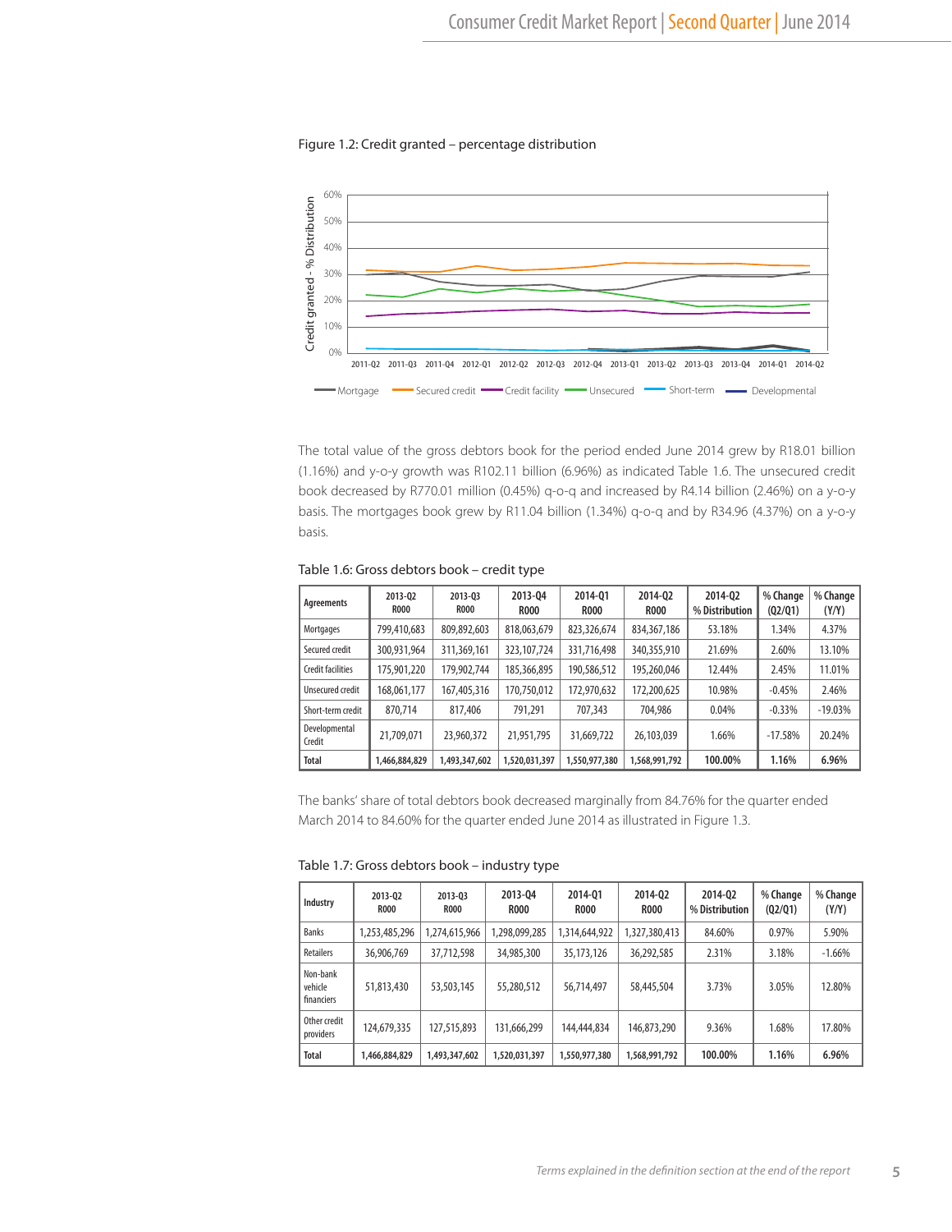Figure 1.2: Credit granted – percentage distribution

The total value of the gross debtors book for the period ended June 2014 grew by R18.01 billion (1.16%) and y-o-y growth was R102.11 billion (6.96%) as indicated Table 1.6. The unsecured credit book decreased by R770.01 million (0.45%) q-o-q and increased by R4.14 billion (2.46%) on a y-o-y basis. The mortgages book grew by R11.04 billion (1.34%) q-o-q and by R34.96 (4.37%) on a y-o-y basis.

Table 1.6: Gross debtors book – credit type

| Agreements | 2013-Q2 R000 | 2013-Q3 R000 | 2013-Q4 R000 | 2014-Q1 R000 | 2014-Q2 R000 | 2014-Q2 % Distribution | % Change (Q2/Q1) | % Change (Y/Y) |
|---|---|---|---|---|---|---|---|---|
| Mortgages | 799,410,683 | 809,892,603 | 818,063,679 | 823,326,674 | 834,367,186 | 53.18% | 1.34% | 4.37% |
| Secured credit | 300,931,964 | 311,369,161 | 323,107,724 | 331,716,498 | 340,355,910 | 21.69% | 2.60% | 13.10% |
| Credit facilities | 175,901,220 | 179,902,744 | 185,366,895 | 190,586,512 | 195,260,046 | 12.44% | 2.45% | 11.01% |
| Unsecured credit | 168,061,177 | 167,405,316 | 170,750,012 | 172,970,632 | 172,200,625 | 10.98% | -0.45% | 2.46% |
| Short-term credit | 870,714 | 817,406 | 791,291 | 707,343 | 704,986 | 0.04% | -0.33% | -19.03% |
| Developmental Credit | 21,709,071 | 23,960,372 | 21,951,795 | 31,669,722 | 26,103,039 | 1.66% | -17.58% | 20.24% |
| **Total** | **1,466,884,829** | **1,493,347,602** | **1,520,031,397** | **1,550,977,380** | **1,568,991,792** | **100.00%** | **1.16%** | **6.96%** |

The banks' share of total debtors book decreased marginally from 84.76% for the quarter ended March 2014 to 84.60% for the quarter ended June 2014 as illustrated in Figure 1.3.

Table 1.7: Gross debtors book – industry type

| Industry | 2013-Q2 R000 | 2013-Q3 R000 | 2013-Q4 R000 | 2014-Q1 R000 | 2014-Q2 R000 | 2014-Q2 % Distribution | % Change (Q2/Q1) | % Change (Y/Y) |
|---|---|---|---|---|---|---|---|---|
| Banks | 1,253,485,296 | 1,274,615,966 | 1,298,099,285 | 1,314,644,922 | 1,327,380,413 | 84.60% | 0.97% | 5.90% |
| Retailers | 36,906,769 | 37,712,598 | 34,985,300 | 35,173,126 | 36,292,585 | 2.31% | 3.18% | -1.66% |
| Non-bank vehicle financiers | 51,813,430 | 53,503,145 | 55,280,512 | 56,714,497 | 58,445,504 | 3.73% | 3.05% | 12.80% |
| Other credit providers | 124,679,335 | 127,515,893 | 131,666,299 | 144,444,834 | 146,873,290 | 9.36% | 1.68% | 17.80% |
| **Total** | **1,466,884,829** | **1,493,347,602** | **1,520,031,397** | **1,550,977,380** | **1,568,991,792** | **100.00%** | **1.16%** | **6.96%** |

*Terms explained in the definition section at the end of the report*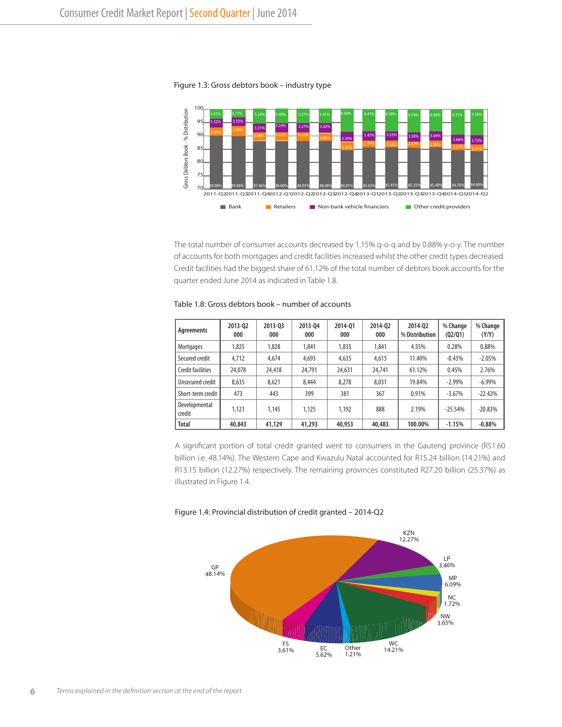Figure 1.3: Gross debtors book – industry type

The total number of consumer accounts decreased by 1.15% q-o-q and by 0.88% y-o-y. The number of accounts for both mortgages and credit facilities increased whilst the other credit types decreased. Credit facilities had the biggest share of 61.12% of the total number of debtors book accounts for the quarter ended June 2014 as indicated in Table 1.8.

Table 1.8: Gross debtors book – number of accounts

| Agreements | 2013-Q2 000 | 2013-Q3 000 | 2013-Q4 000 | 2014-Q1 000 | 2014-Q2 000 | 2014-Q2 % Distribution | % Change (Q2/Q1) | % Change (Y/Y) |
|---|---|---|---|---|---|---|---|---|
| Mortgages | 1,825 | 1,828 | 1,841 | 1,835 | 1,841 | 4.55% | 0.28% | 0.88% |
| Secured credit | 4,712 | 4,674 | 4,693 | 4,635 | 4,615 | 11.40% | -0.43% | -2.05% |
| Credit facilities | 24,078 | 24,418 | 24,791 | 24,631 | 24,741 | 61.12% | 0.45% | 2.76% |
| Unsecured credit | 8,635 | 8,621 | 8,444 | 8,278 | 8,031 | 19.84% | -2.99% | -6.99% |
| Short-term credit | 473 | 443 | 399 | 381 | 367 | 0.91% | -3.67% | -22.42% |
| Developmental credit | 1,121 | 1,145 | 1,125 | 1,192 | 888 | 2.19% | -25.54% | -20.83% |
| **Total** | **40,843** | **41,129** | **41,293** | **40,953** | **40,483** | **100.00%** | **-1.15%** | **-0.88%** |

A significant portion of total credit granted went to consumers in the Gauteng province (R51.60 billion i.e. 48.14%). The Western Cape and Kwazulu Natal accounted for R15.24 billion (14.21%) and R13.15 billion (12.27%) respectively. The remaining provinces constituted R27.20 billion (25.37%) as illustrated in Figure 1.4.

Figure 1.4: Provincial distribution of credit granted – 2014-Q2

*Terms explained in the definition section at the end of the report*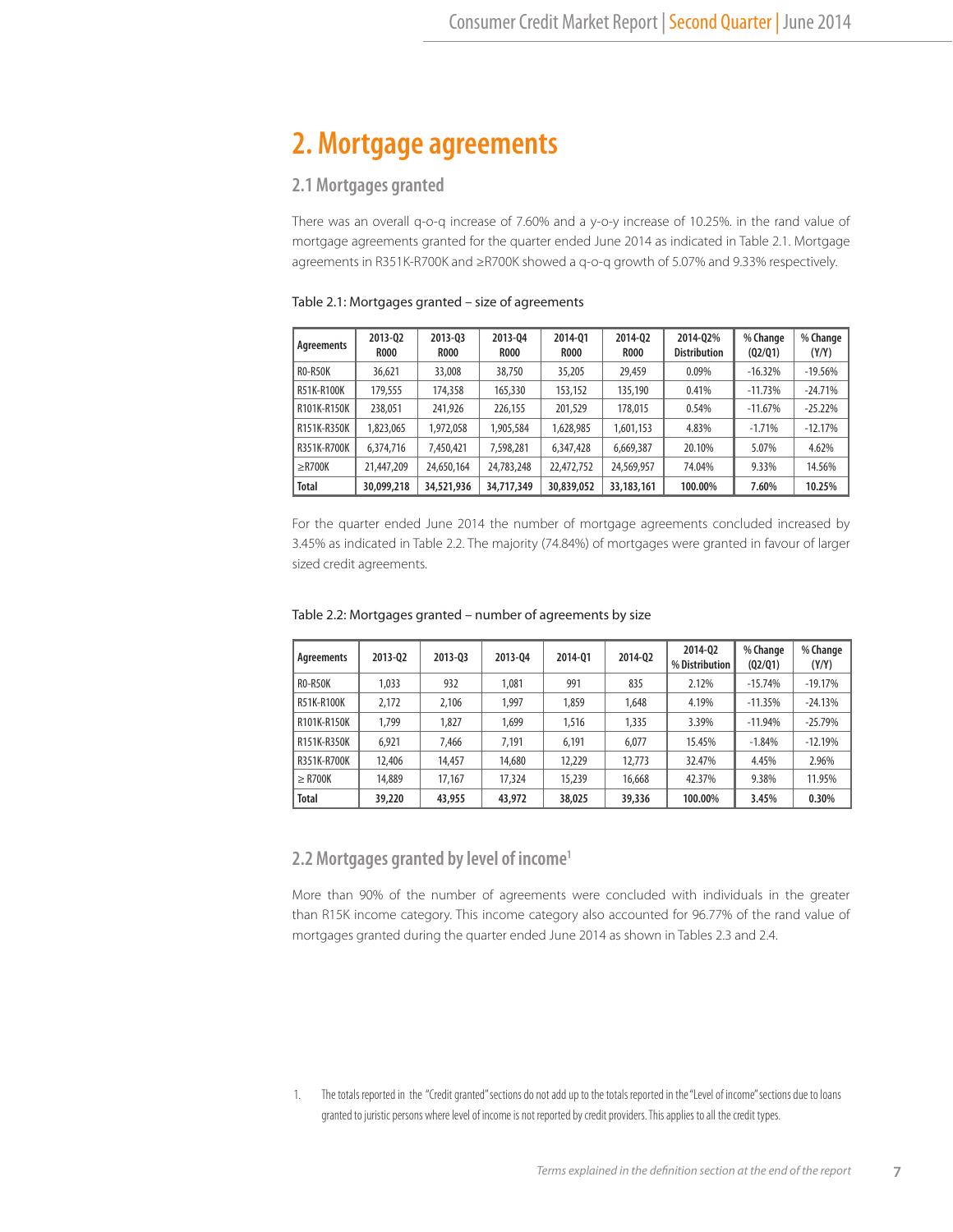# 2. Mortgage agreements

## 2.1 Mortgages granted

There was an overall q-o-q increase of 7.60% and a y-o-y increase of 10.25%. in the rand value of mortgage agreements granted for the quarter ended June 2014 as indicated in Table 2.1. Mortgage agreements in R351K-R700K and ≥R700K showed a q-o-q growth of 5.07% and 9.33% respectively.

Table 2.1: Mortgages granted – size of agreements

| Agreements | 2013-Q2 R000 | 2013-Q3 R000 | 2013-Q4 R000 | 2014-Q1 R000 | 2014-Q2 R000 | 2014-Q2% Distribution | % Change (Q2/Q1) | % Change (Y/Y) |
|---|---|---|---|---|---|---|---|---|
| R0-R50K | 36,621 | 33,008 | 38,750 | 35,205 | 29,459 | 0.09% | -16.32% | -19.56% |
| R51K-R100K | 179,555 | 174,358 | 165,330 | 153,152 | 135,190 | 0.41% | -11.73% | -24.71% |
| R101K-R150K | 238,051 | 241,926 | 226,155 | 201,529 | 178,015 | 0.54% | -11.67% | -25.22% |
| R151K-R350K | 1,823,065 | 1,972,058 | 1,905,584 | 1,628,985 | 1,601,153 | 4.83% | -1.71% | -12.17% |
| R351K-R700K | 6,374,716 | 7,450,421 | 7,598,281 | 6,347,428 | 6,669,387 | 20.10% | 5.07% | 4.62% |
| ≥R700K | 21,447,209 | 24,650,164 | 24,783,248 | 22,472,752 | 24,569,957 | 74.04% | 9.33% | 14.56% |
| **Total** | **30,099,218** | **34,521,936** | **34,717,349** | **30,839,052** | **33,183,161** | **100.00%** | **7.60%** | **10.25%** |

For the quarter ended June 2014 the number of mortgage agreements concluded increased by 3.45% as indicated in Table 2.2. The majority (74.84%) of mortgages were granted in favour of larger sized credit agreements.

Table 2.2: Mortgages granted – number of agreements by size

| Agreements | 2013-Q2 | 2013-Q3 | 2013-Q4 | 2014-Q1 | 2014-Q2 | 2014-Q2 % Distribution | % Change (Q2/Q1) | % Change (Y/Y) |
|---|---|---|---|---|---|---|---|---|
| R0-R50K | 1,033 | 932 | 1,081 | 991 | 835 | 2.12% | -15.74% | -19.17% |
| R51K-R100K | 2,172 | 2,106 | 1,997 | 1,859 | 1,648 | 4.19% | -11.35% | -24.13% |
| R101K-R150K | 1,799 | 1,827 | 1,699 | 1,516 | 1,335 | 3.39% | -11.94% | -25.79% |
| R151K-R350K | 6,921 | 7,466 | 7,191 | 6,191 | 6,077 | 15.45% | -1.84% | -12.19% |
| R351K-R700K | 12,406 | 14,457 | 14,680 | 12,229 | 12,773 | 32.47% | 4.45% | 2.96% |
| ≥ R700K | 14,889 | 17,167 | 17,324 | 15,239 | 16,668 | 42.37% | 9.38% | 11.95% |
| **Total** | **39,220** | **43,955** | **43,972** | **38,025** | **39,336** | **100.00%** | **3.45%** | **0.30%** |

## 2.2 Mortgages granted by level of income[1]

More than 90% of the number of agreements were concluded with individuals in the greater than R15K income category. This income category also accounted for 96.77% of the rand value of mortgages granted during the quarter ended June 2014 as shown in Tables 2.3 and 2.4.

1. The totals reported in the "Credit granted" sections do not add up to the totals reported in the "Level of income" sections due to loans granted to juristic persons where level of income is not reported by credit providers. This applies to all the credit types.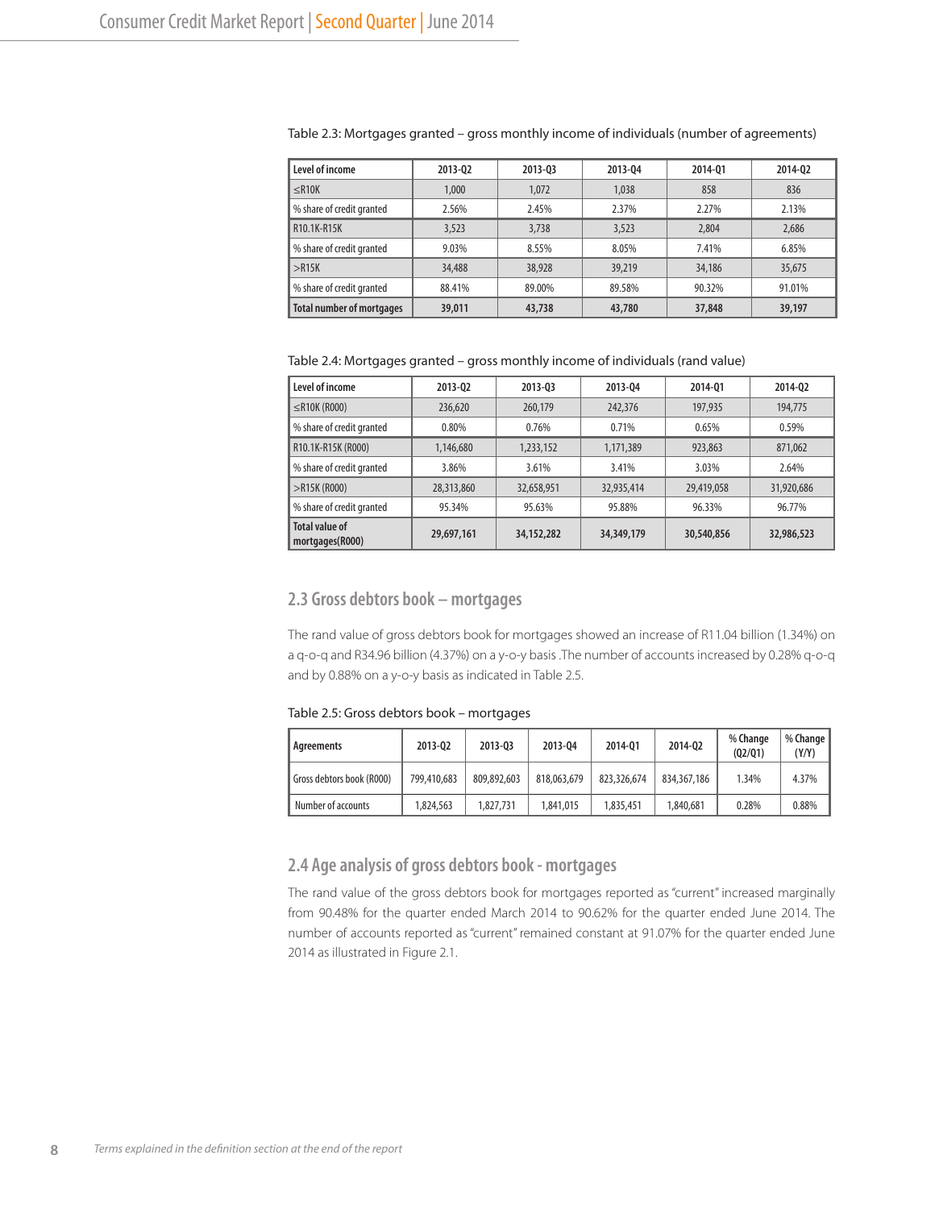Table 2.3: Mortgages granted – gross monthly income of individuals (number of agreements)

| Level of income | 2013-Q2 | 2013-Q3 | 2013-Q4 | 2014-Q1 | 2014-Q2 |
|---|---|---|---|---|---|
| ≤R10K | 1,000 | 1,072 | 1,038 | 858 | 836 |
| % share of credit granted | 2.56% | 2.45% | 2.37% | 2.27% | 2.13% |
| R10.1K-R15K | 3,523 | 3,738 | 3,523 | 2,804 | 2,686 |
| % share of credit granted | 9.03% | 8.55% | 8.05% | 7.41% | 6.85% |
| >R15K | 34,488 | 38,928 | 39,219 | 34,186 | 35,675 |
| % share of credit granted | 88.41% | 89.00% | 89.58% | 90.32% | 91.01% |
| **Total number of mortgages** | **39,011** | **43,738** | **43,780** | **37,848** | **39,197** |

Table 2.4: Mortgages granted – gross monthly income of individuals (rand value)

| Level of income | 2013-Q2 | 2013-Q3 | 2013-Q4 | 2014-Q1 | 2014-Q2 |
|---|---|---|---|---|---|
| ≤R10K (R000) | 236,620 | 260,179 | 242,376 | 197,935 | 194,775 |
| % share of credit granted | 0.80% | 0.76% | 0.71% | 0.65% | 0.59% |
| R10.1K-R15K (R000) | 1,146,680 | 1,233,152 | 1,171,389 | 923,863 | 871,062 |
| % share of credit granted | 3.86% | 3.61% | 3.41% | 3.03% | 2.64% |
| >R15K (R000) | 28,313,860 | 32,658,951 | 32,935,414 | 29,419,058 | 31,920,686 |
| % share of credit granted | 95.34% | 95.63% | 95.88% | 96.33% | 96.77% |
| **Total value of mortgages(R000)** | **29,697,161** | **34,152,282** | **34,349,179** | **30,540,856** | **32,986,523** |

## 2.3 Gross debtors book – mortgages

The rand value of gross debtors book for mortgages showed an increase of R11.04 billion (1.34%) on a q-o-q and R34.96 billion (4.37%) on a y-o-y basis .The number of accounts increased by 0.28% q-o-q and by 0.88% on a y-o-y basis as indicated in Table 2.5.

Table 2.5: Gross debtors book – mortgages

| Agreements | 2013-Q2 | 2013-Q3 | 2013-Q4 | 2014-Q1 | 2014-Q2 | % Change (Q2/Q1) | % Change (Y/Y) |
|---|---|---|---|---|---|---|---|
| Gross debtors book (R000) | 799,410,683 | 809,892,603 | 818,063,679 | 823,326,674 | 834,367,186 | 1.34% | 4.37% |
| Number of accounts | 1,824,563 | 1,827,731 | 1,841,015 | 1,835,451 | 1,840,681 | 0.28% | 0.88% |

## 2.4 Age analysis of gross debtors book - mortgages

The rand value of the gross debtors book for mortgages reported as "current" increased marginally from 90.48% for the quarter ended March 2014 to 90.62% for the quarter ended June 2014. The number of accounts reported as "current" remained constant at 91.07% for the quarter ended June 2014 as illustrated in Figure 2.1.

*Terms explained in the definition section at the end of the report*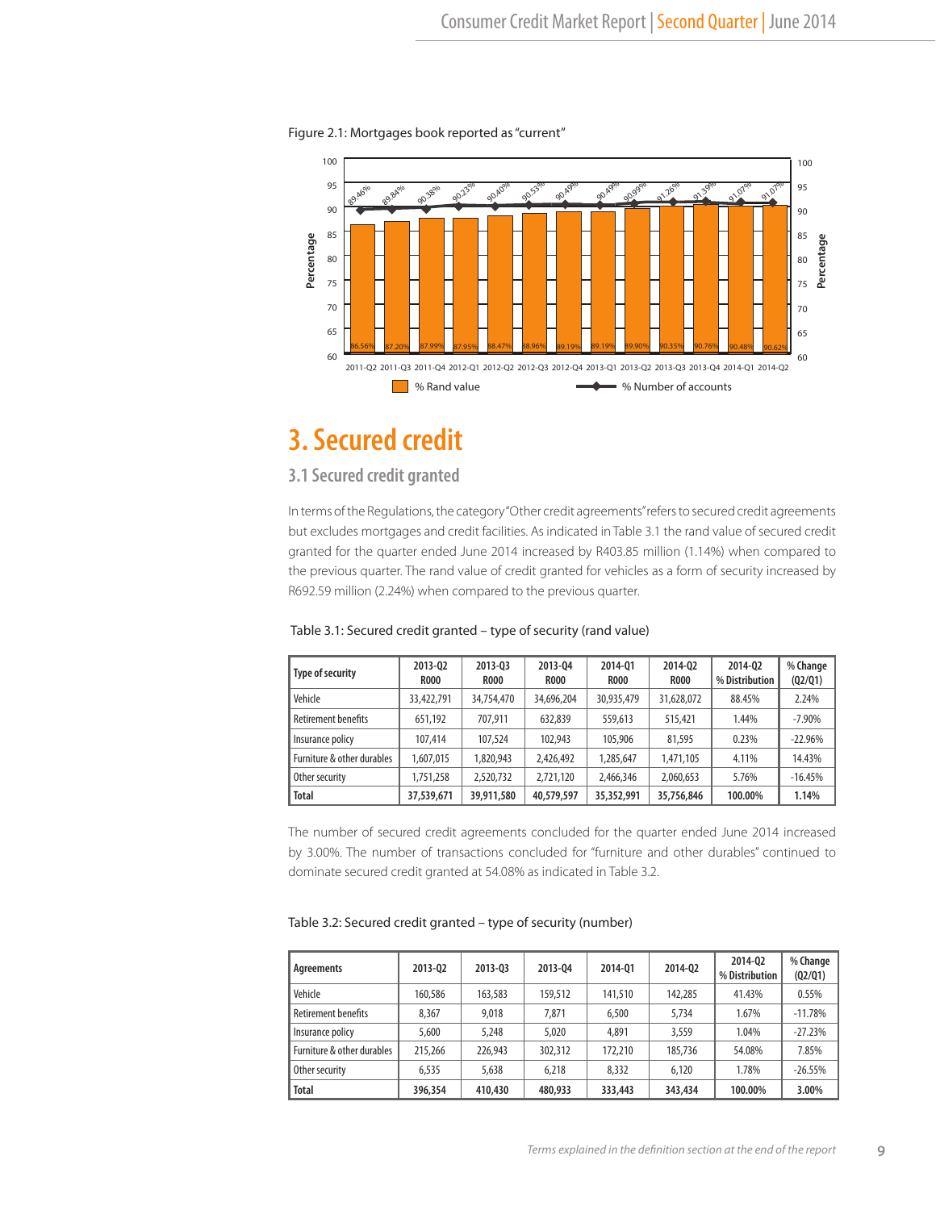Figure 2.1: Mortgages book reported as "current"

| Quarter | % Rand value | % Number of accounts |
|---|---|---|
| 2011-Q2 | 86.56% | 89.46% |
| 2011-Q3 | 87.20% | 89.84% |
| 2011-Q4 | 87.99% | 90.38% |
| 2012-Q1 | 87.95% | 90.23% |
| 2012-Q2 | 88.47% | 90.40% |
| 2012-Q3 | 88.96% | 90.53% |
| 2012-Q4 | 89.19% | 90.49% |
| 2013-Q1 | 89.19% | 90.49% |
| 2013-Q2 | 89.90% | 90.99% |
| 2013-Q3 | 90.35% | 91.26% |
| 2013-Q4 | 90.76% | 91.39% |
| 2014-Q1 | 90.48% | 91.07% |
| 2014-Q2 | 90.62% | 91.07% |

# 3. Secured credit

## 3.1 Secured credit granted

In terms of the Regulations, the category "Other credit agreements" refers to secured credit agreements but excludes mortgages and credit facilities. As indicated in Table 3.1 the rand value of secured credit granted for the quarter ended June 2014 increased by R403.85 million (1.14%) when compared to the previous quarter. The rand value of credit granted for vehicles as a form of security increased by R692.59 million (2.24%) when compared to the previous quarter.

Table 3.1: Secured credit granted – type of security (rand value)

| Type of security | 2013-Q2 R000 | 2013-Q3 R000 | 2013-Q4 R000 | 2014-Q1 R000 | 2014-Q2 R000 | 2014-Q2 % Distribution | % Change (Q2/Q1) |
|---|---|---|---|---|---|---|---|
| Vehicle | 33,422,791 | 34,754,470 | 34,696,204 | 30,935,479 | 31,628,072 | 88.45% | 2.24% |
| Retirement benefits | 651,192 | 707,911 | 632,839 | 559,613 | 515,421 | 1.44% | -7.90% |
| Insurance policy | 107,414 | 107,524 | 102,943 | 105,906 | 81,595 | 0.23% | -22.96% |
| Furniture & other durables | 1,607,015 | 1,820,943 | 2,426,492 | 1,285,647 | 1,471,105 | 4.11% | 14.43% |
| Other security | 1,751,258 | 2,520,732 | 2,721,120 | 2,466,346 | 2,060,653 | 5.76% | -16.45% |
| **Total** | **37,539,671** | **39,911,580** | **40,579,597** | **35,352,991** | **35,756,846** | **100.00%** | **1.14%** |

The number of secured credit agreements concluded for the quarter ended June 2014 increased by 3.00%. The number of transactions concluded for "furniture and other durables" continued to dominate secured credit granted at 54.08% as indicated in Table 3.2.

Table 3.2: Secured credit granted – type of security (number)

| Agreements | 2013-Q2 | 2013-Q3 | 2013-Q4 | 2014-Q1 | 2014-Q2 | 2014-Q2 % Distribution | % Change (Q2/Q1) |
|---|---|---|---|---|---|---|---|
| Vehicle | 160,586 | 163,583 | 159,512 | 141,510 | 142,285 | 41.43% | 0.55% |
| Retirement benefits | 8,367 | 9,018 | 7,871 | 6,500 | 5,734 | 1.67% | -11.78% |
| Insurance policy | 5,600 | 5,248 | 5,020 | 4,891 | 3,559 | 1.04% | -27.23% |
| Furniture & other durables | 215,266 | 226,943 | 302,312 | 172,210 | 185,736 | 54.08% | 7.85% |
| Other security | 6,535 | 5,638 | 6,218 | 8,332 | 6,120 | 1.78% | -26.55% |
| **Total** | **396,354** | **410,430** | **480,933** | **333,443** | **343,434** | **100.00%** | **3.00%** |

*Terms explained in the definition section at the end of the report*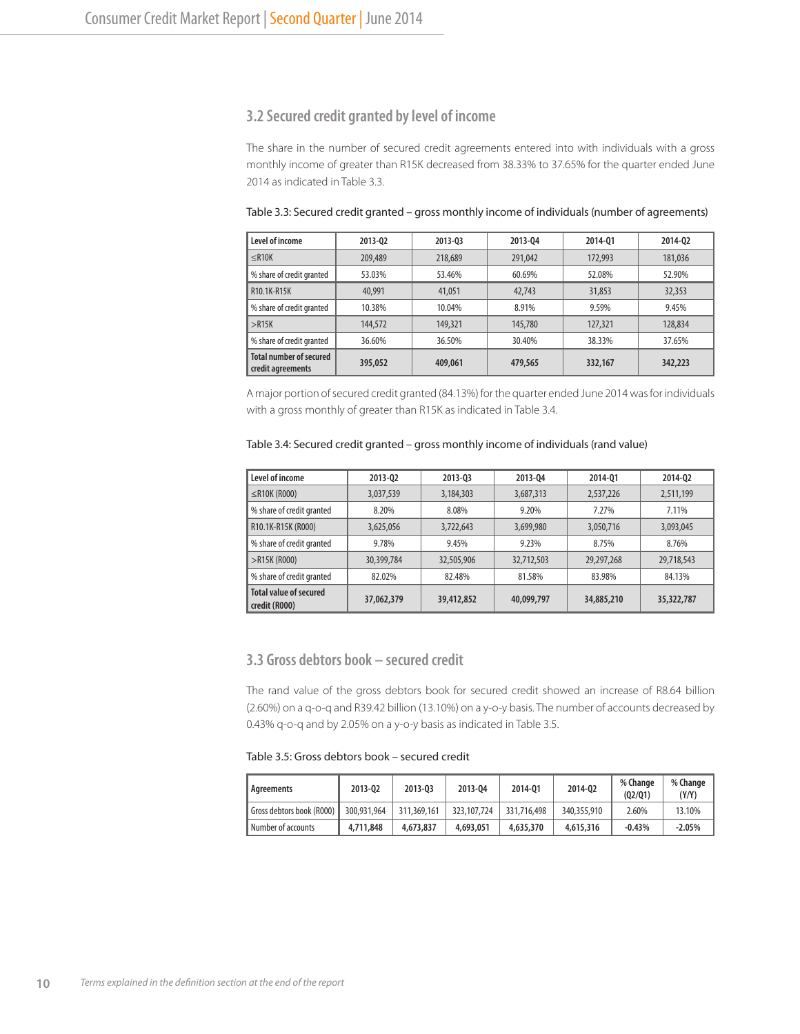## 3.2 Secured credit granted by level of income

The share in the number of secured credit agreements entered into with individuals with a gross monthly income of greater than R15K decreased from 38.33% to 37.65% for the quarter ended June 2014 as indicated in Table 3.3.

Table 3.3: Secured credit granted – gross monthly income of individuals (number of agreements)

| Level of income | 2013-Q2 | 2013-Q3 | 2013-Q4 | 2014-Q1 | 2014-Q2 |
|---|---|---|---|---|---|
| ≤R10K | 209,489 | 218,689 | 291,042 | 172,993 | 181,036 |
| % share of credit granted | 53.03% | 53.46% | 60.69% | 52.08% | 52.90% |
| R10.1K-R15K | 40,991 | 41,051 | 42,743 | 31,853 | 32,353 |
| % share of credit granted | 10.38% | 10.04% | 8.91% | 9.59% | 9.45% |
| >R15K | 144,572 | 149,321 | 145,780 | 127,321 | 128,834 |
| % share of credit granted | 36.60% | 36.50% | 30.40% | 38.33% | 37.65% |
| **Total number of secured credit agreements** | **395,052** | **409,061** | **479,565** | **332,167** | **342,223** |

A major portion of secured credit granted (84.13%) for the quarter ended June 2014 was for individuals with a gross monthly of greater than R15K as indicated in Table 3.4.

Table 3.4: Secured credit granted – gross monthly income of individuals (rand value)

| Level of income | 2013-Q2 | 2013-Q3 | 2013-Q4 | 2014-Q1 | 2014-Q2 |
|---|---|---|---|---|---|
| ≤R10K (R000) | 3,037,539 | 3,184,303 | 3,687,313 | 2,537,226 | 2,511,199 |
| % share of credit granted | 8.20% | 8.08% | 9.20% | 7.27% | 7.11% |
| R10.1K-R15K (R000) | 3,625,056 | 3,722,643 | 3,699,980 | 3,050,716 | 3,093,045 |
| % share of credit granted | 9.78% | 9.45% | 9.23% | 8.75% | 8.76% |
| >R15K (R000) | 30,399,784 | 32,505,906 | 32,712,503 | 29,297,268 | 29,718,543 |
| % share of credit granted | 82.02% | 82.48% | 81.58% | 83.98% | 84.13% |
| **Total value of secured credit (R000)** | **37,062,379** | **39,412,852** | **40,099,797** | **34,885,210** | **35,322,787** |

## 3.3 Gross debtors book – secured credit

The rand value of the gross debtors book for secured credit showed an increase of R8.64 billion (2.60%) on a q-o-q and R39.42 billion (13.10%) on a y-o-y basis. The number of accounts decreased by 0.43% q-o-q and by 2.05% on a y-o-y basis as indicated in Table 3.5.

Table 3.5: Gross debtors book – secured credit

| Agreements | 2013-Q2 | 2013-Q3 | 2013-Q4 | 2014-Q1 | 2014-Q2 | % Change (Q2/Q1) | % Change (Y/Y) |
|---|---|---|---|---|---|---|---|
| Gross debtors book (R000) | 300,931,964 | 311,369,161 | 323,107,724 | 331,716,498 | 340,355,910 | 2.60% | 13.10% |
| Number of accounts | **4,711,848** | **4,673,837** | **4,693,051** | **4,635,370** | **4,615,316** | **-0.43%** | **-2.05%** |

*Terms explained in the definition section at the end of the report*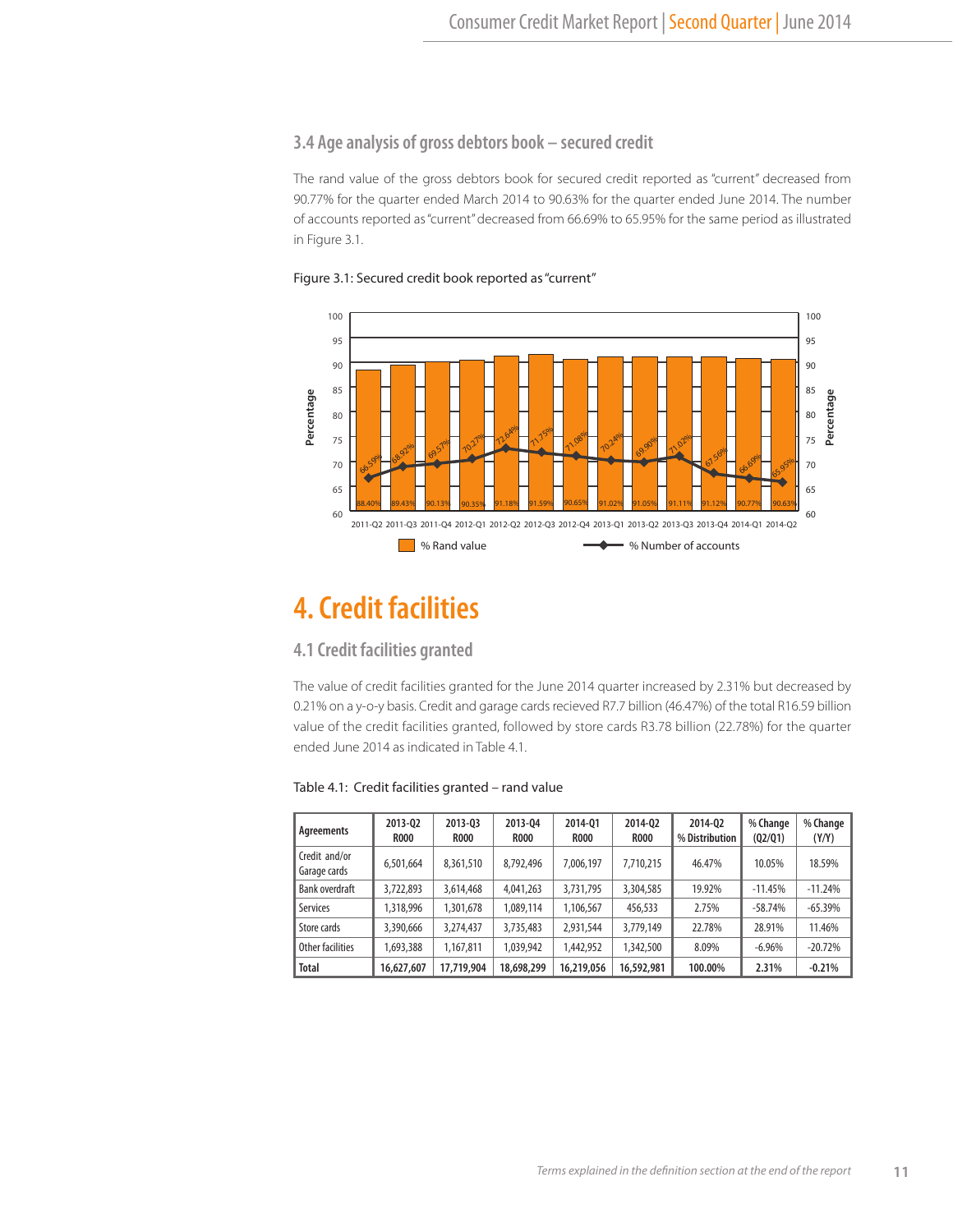### 3.4 Age analysis of gross debtors book – secured credit

The rand value of the gross debtors book for secured credit reported as "current" decreased from 90.77% for the quarter ended March 2014 to 90.63% for the quarter ended June 2014. The number of accounts reported as "current" decreased from 66.69% to 65.95% for the same period as illustrated in Figure 3.1.

Figure 3.1: Secured credit book reported as "current"

| Quarter | % Rand value | % Number of accounts |
|---|---|---|
| 2011-Q2 | 88.40% | 66.59% |
| 2011-Q3 | 89.43% | 68.92% |
| 2011-Q4 | 90.13% | 69.57% |
| 2012-Q1 | 90.35% | 70.27% |
| 2012-Q2 | 91.18% | 72.64% |
| 2012-Q3 | 91.59% | 71.75% |
| 2012-Q4 | 90.65% | 71.08% |
| 2013-Q1 | 91.02% | 70.24% |
| 2013-Q2 | 91.05% | 69.90% |
| 2013-Q3 | 91.11% | 71.02% |
| 2013-Q4 | 91.12% | 67.56% |
| 2014-Q1 | 90.77% | 66.69% |
| 2014-Q2 | 90.63% | 65.95% |

# 4. Credit facilities

### 4.1 Credit facilities granted

The value of credit facilities granted for the June 2014 quarter increased by 2.31% but decreased by 0.21% on a y-o-y basis. Credit and garage cards recieved R7.7 billion (46.47%) of the total R16.59 billion value of the credit facilities granted, followed by store cards R3.78 billion (22.78%) for the quarter ended June 2014 as indicated in Table 4.1.

Table 4.1: Credit facilities granted – rand value

| Agreements | 2013-Q2 R000 | 2013-Q3 R000 | 2013-Q4 R000 | 2014-Q1 R000 | 2014-Q2 R000 | 2014-Q2 % Distribution | % Change (Q2/Q1) | % Change (Y/Y) |
|---|---|---|---|---|---|---|---|---|
| Credit and/or Garage cards | 6,501,664 | 8,361,510 | 8,792,496 | 7,006,197 | 7,710,215 | 46.47% | 10.05% | 18.59% |
| Bank overdraft | 3,722,893 | 3,614,468 | 4,041,263 | 3,731,795 | 3,304,585 | 19.92% | -11.45% | -11.24% |
| Services | 1,318,996 | 1,301,678 | 1,089,114 | 1,106,567 | 456,533 | 2.75% | -58.74% | -65.39% |
| Store cards | 3,390,666 | 3,274,437 | 3,735,483 | 2,931,544 | 3,779,149 | 22.78% | 28.91% | 11.46% |
| Other facilities | 1,693,388 | 1,167,811 | 1,039,942 | 1,442,952 | 1,342,500 | 8.09% | -6.96% | -20.72% |
| **Total** | **16,627,607** | **17,719,904** | **18,698,299** | **16,219,056** | **16,592,981** | **100.00%** | **2.31%** | **-0.21%** |

*Terms explained in the definition section at the end of the report*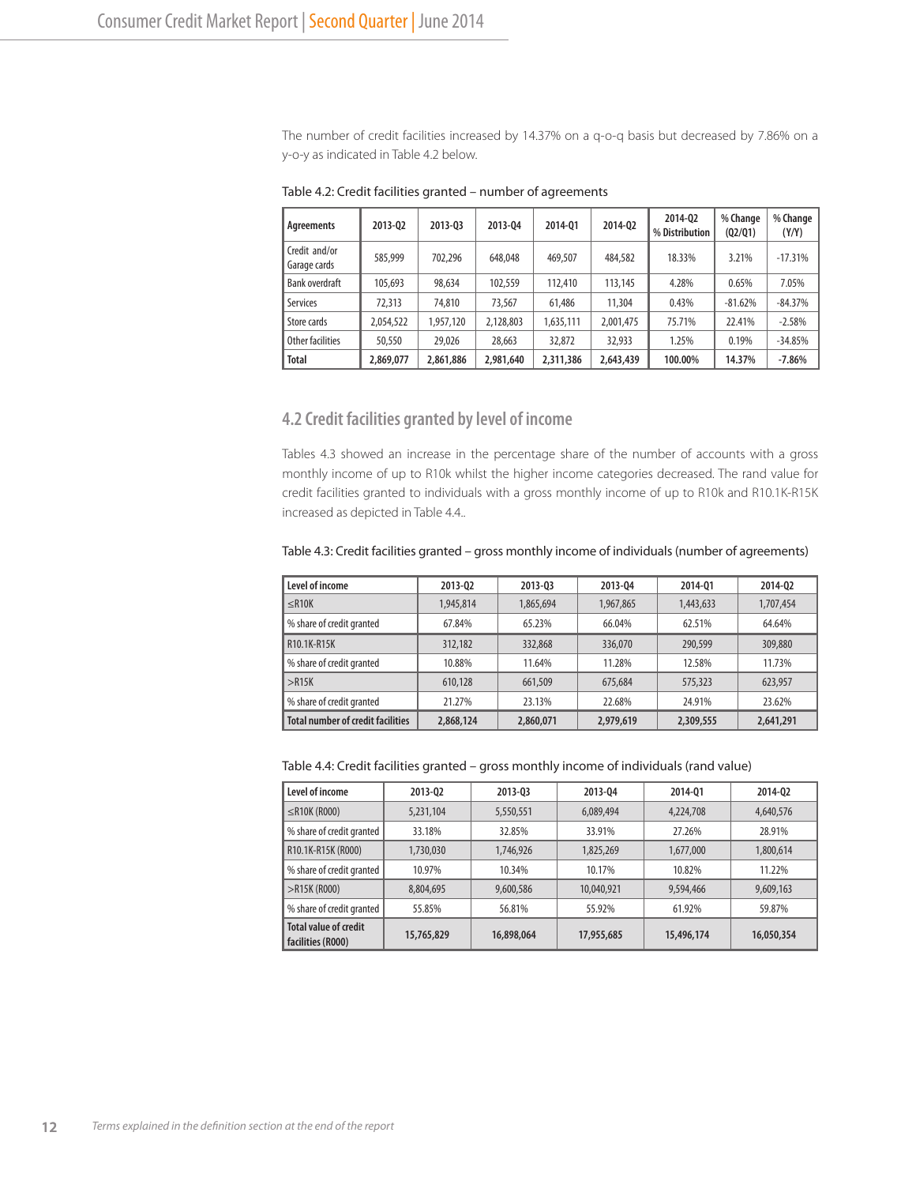The number of credit facilities increased by 14.37% on a q-o-q basis but decreased by 7.86% on a y-o-y as indicated in Table 4.2 below.

Table 4.2: Credit facilities granted – number of agreements

| Agreements | 2013-Q2 | 2013-Q3 | 2013-Q4 | 2014-Q1 | 2014-Q2 | 2014-Q2 % Distribution | % Change (Q2/Q1) | % Change (Y/Y) |
|---|---|---|---|---|---|---|---|---|
| Credit and/or Garage cards | 585,999 | 702,296 | 648,048 | 469,507 | 484,582 | 18.33% | 3.21% | -17.31% |
| Bank overdraft | 105,693 | 98,634 | 102,559 | 112,410 | 113,145 | 4.28% | 0.65% | 7.05% |
| Services | 72,313 | 74,810 | 73,567 | 61,486 | 11,304 | 0.43% | -81.62% | -84.37% |
| Store cards | 2,054,522 | 1,957,120 | 2,128,803 | 1,635,111 | 2,001,475 | 75.71% | 22.41% | -2.58% |
| Other facilities | 50,550 | 29,026 | 28,663 | 32,872 | 32,933 | 1.25% | 0.19% | -34.85% |
| **Total** | **2,869,077** | **2,861,886** | **2,981,640** | **2,311,386** | **2,643,439** | **100.00%** | **14.37%** | **-7.86%** |

## 4.2 Credit facilities granted by level of income

Tables 4.3 showed an increase in the percentage share of the number of accounts with a gross monthly income of up to R10k whilst the higher income categories decreased. The rand value for credit facilities granted to individuals with a gross monthly income of up to R10k and R10.1K-R15K increased as depicted in Table 4.4..

Table 4.3: Credit facilities granted – gross monthly income of individuals (number of agreements)

| Level of income | 2013-Q2 | 2013-Q3 | 2013-Q4 | 2014-Q1 | 2014-Q2 |
|---|---|---|---|---|---|
| ≤R10K | 1,945,814 | 1,865,694 | 1,967,865 | 1,443,633 | 1,707,454 |
| % share of credit granted | 67.84% | 65.23% | 66.04% | 62.51% | 64.64% |
| R10.1K-R15K | 312,182 | 332,868 | 336,070 | 290,599 | 309,880 |
| % share of credit granted | 10.88% | 11.64% | 11.28% | 12.58% | 11.73% |
| >R15K | 610,128 | 661,509 | 675,684 | 575,323 | 623,957 |
| % share of credit granted | 21.27% | 23.13% | 22.68% | 24.91% | 23.62% |
| **Total number of credit facilities** | **2,868,124** | **2,860,071** | **2,979,619** | **2,309,555** | **2,641,291** |

Table 4.4: Credit facilities granted – gross monthly income of individuals (rand value)

| Level of income | 2013-Q2 | 2013-Q3 | 2013-Q4 | 2014-Q1 | 2014-Q2 |
|---|---|---|---|---|---|
| ≤R10K (R000) | 5,231,104 | 5,550,551 | 6,089,494 | 4,224,708 | 4,640,576 |
| % share of credit granted | 33.18% | 32.85% | 33.91% | 27.26% | 28.91% |
| R10.1K-R15K (R000) | 1,730,030 | 1,746,926 | 1,825,269 | 1,677,000 | 1,800,614 |
| % share of credit granted | 10.97% | 10.34% | 10.17% | 10.82% | 11.22% |
| >R15K (R000) | 8,804,695 | 9,600,586 | 10,040,921 | 9,594,466 | 9,609,163 |
| % share of credit granted | 55.85% | 56.81% | 55.92% | 61.92% | 59.87% |
| **Total value of credit facilities (R000)** | **15,765,829** | **16,898,064** | **17,955,685** | **15,496,174** | **16,050,354** |

*Terms explained in the definition section at the end of the report*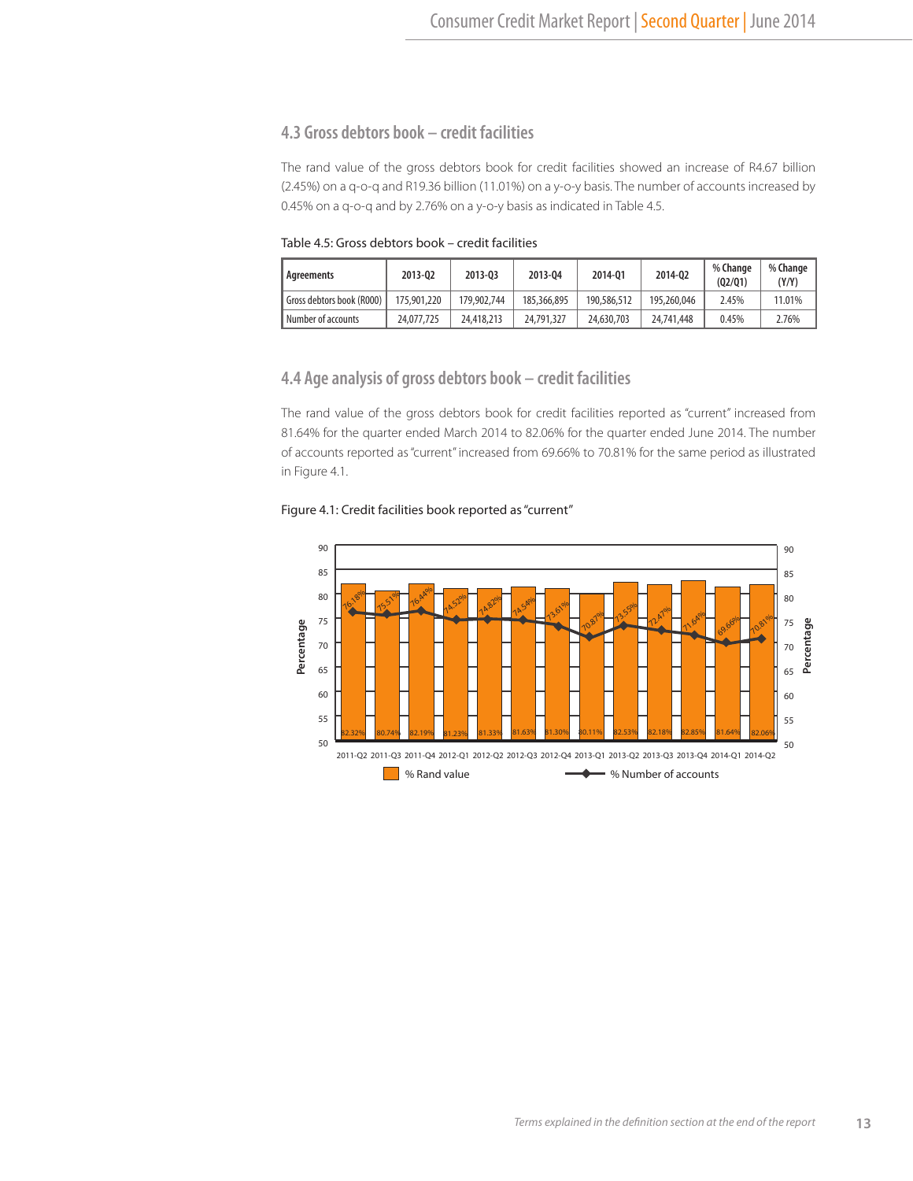## 4.3 Gross debtors book – credit facilities

The rand value of the gross debtors book for credit facilities showed an increase of R4.67 billion (2.45%) on a q-o-q and R19.36 billion (11.01%) on a y-o-y basis. The number of accounts increased by 0.45% on a q-o-q and by 2.76% on a y-o-y basis as indicated in Table 4.5.

Table 4.5: Gross debtors book – credit facilities

| Agreements | 2013-Q2 | 2013-Q3 | 2013-Q4 | 2014-Q1 | 2014-Q2 | % Change (Q2/Q1) | % Change (Y/Y) |
|---|---|---|---|---|---|---|---|
| Gross debtors book (R000) | 175,901,220 | 179,902,744 | 185,366,895 | 190,586,512 | 195,260,046 | 2.45% | 11.01% |
| Number of accounts | 24,077,725 | 24,418,213 | 24,791,327 | 24,630,703 | 24,741,448 | 0.45% | 2.76% |

## 4.4 Age analysis of gross debtors book – credit facilities

The rand value of the gross debtors book for credit facilities reported as "current" increased from 81.64% for the quarter ended March 2014 to 82.06% for the quarter ended June 2014. The number of accounts reported as "current" increased from 69.66% to 70.81% for the same period as illustrated in Figure 4.1.

Figure 4.1: Credit facilities book reported as "current"

| Quarter | % Rand value | % Number of accounts |
|---|---|---|
| 2011-Q2 | 82.32% | 76.18% |
| 2011-Q3 | 80.74% | 75.51% |
| 2011-Q4 | 82.19% | 76.44% |
| 2012-Q1 | 81.23% | 74.52% |
| 2012-Q2 | 81.33% | 74.82% |
| 2012-Q3 | 81.63% | 74.54% |
| 2012-Q4 | 81.30% | 73.61% |
| 2013-Q1 | 80.11% | 70.87% |
| 2013-Q2 | 82.53% | 73.55% |
| 2013-Q3 | 82.18% | 72.47% |
| 2013-Q4 | 82.85% | 71.64% |
| 2014-Q1 | 81.64% | 69.66% |
| 2014-Q2 | 82.06% | 70.81% |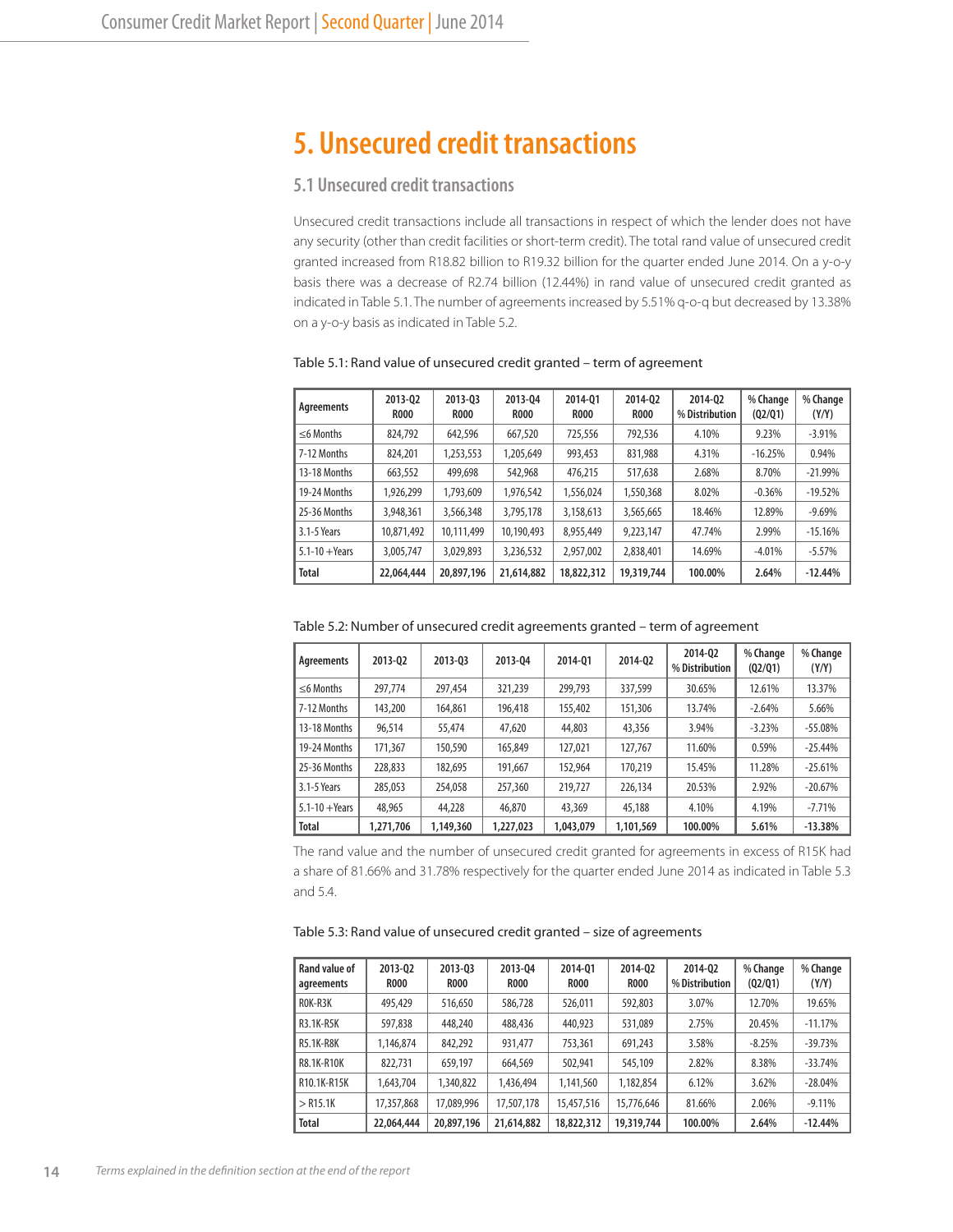// Page 14 of 31

# 5. Unsecured credit transactions

## 5.1 Unsecured credit transactions

Unsecured credit transactions include all transactions in respect of which the lender does not have any security (other than credit facilities or short-term credit). The total rand value of unsecured credit granted increased from R18.82 billion to R19.32 billion for the quarter ended June 2014. On a y-o-y basis there was a decrease of R2.74 billion (12.44%) in rand value of unsecured credit granted as indicated in Table 5.1. The number of agreements increased by 5.51% q-o-q but decreased by 13.38% on a y-o-y basis as indicated in Table 5.2.

Table 5.1: Rand value of unsecured credit granted – term of agreement

| Agreements | 2013-Q2 R000 | 2013-Q3 R000 | 2013-Q4 R000 | 2014-Q1 R000 | 2014-Q2 R000 | 2014-Q2 % Distribution | % Change (Q2/Q1) | % Change (Y/Y) |
|---|---|---|---|---|---|---|---|---|
| ≤6 Months | 824,792 | 642,596 | 667,520 | 725,556 | 792,536 | 4.10% | 9.23% | -3.91% |
| 7-12 Months | 824,201 | 1,253,553 | 1,205,649 | 993,453 | 831,988 | 4.31% | -16.25% | 0.94% |
| 13-18 Months | 663,552 | 499,698 | 542,968 | 476,215 | 517,638 | 2.68% | 8.70% | -21.99% |
| 19-24 Months | 1,926,299 | 1,793,609 | 1,976,542 | 1,556,024 | 1,550,368 | 8.02% | -0.36% | -19.52% |
| 25-36 Months | 3,948,361 | 3,566,348 | 3,795,178 | 3,158,613 | 3,565,665 | 18.46% | 12.89% | -9.69% |
| 3.1-5 Years | 10,871,492 | 10,111,499 | 10,190,493 | 8,955,449 | 9,223,147 | 47.74% | 2.99% | -15.16% |
| 5.1-10 +Years | 3,005,747 | 3,029,893 | 3,236,532 | 2,957,002 | 2,838,401 | 14.69% | -4.01% | -5.57% |
| **Total** | **22,064,444** | **20,897,196** | **21,614,882** | **18,822,312** | **19,319,744** | **100.00%** | **2.64%** | **-12.44%** |

Table 5.2: Number of unsecured credit agreements granted – term of agreement

| Agreements | 2013-Q2 | 2013-Q3 | 2013-Q4 | 2014-Q1 | 2014-Q2 | 2014-Q2 % Distribution | % Change (Q2/Q1) | % Change (Y/Y) |
|---|---|---|---|---|---|---|---|---|
| ≤6 Months | 297,774 | 297,454 | 321,239 | 299,793 | 337,599 | 30.65% | 12.61% | 13.37% |
| 7-12 Months | 143,200 | 164,861 | 196,418 | 155,402 | 151,306 | 13.74% | -2.64% | 5.66% |
| 13-18 Months | 96,514 | 55,474 | 47,620 | 44,803 | 43,356 | 3.94% | -3.23% | -55.08% |
| 19-24 Months | 171,367 | 150,590 | 165,849 | 127,021 | 127,767 | 11.60% | 0.59% | -25.44% |
| 25-36 Months | 228,833 | 182,695 | 191,667 | 152,964 | 170,219 | 15.45% | 11.28% | -25.61% |
| 3.1-5 Years | 285,053 | 254,058 | 257,360 | 219,727 | 226,134 | 20.53% | 2.92% | -20.67% |
| 5.1-10 +Years | 48,965 | 44,228 | 46,870 | 43,369 | 45,188 | 4.10% | 4.19% | -7.71% |
| **Total** | **1,271,706** | **1,149,360** | **1,227,023** | **1,043,079** | **1,101,569** | **100.00%** | **5.61%** | **-13.38%** |

The rand value and the number of unsecured credit granted for agreements in excess of R15K had a share of 81.66% and 31.78% respectively for the quarter ended June 2014 as indicated in Table 5.3 and 5.4.

Table 5.3: Rand value of unsecured credit granted – size of agreements

| Rand value of agreements | 2013-Q2 R000 | 2013-Q3 R000 | 2013-Q4 R000 | 2014-Q1 R000 | 2014-Q2 R000 | 2014-Q2 % Distribution | % Change (Q2/Q1) | % Change (Y/Y) |
|---|---|---|---|---|---|---|---|---|
| R0K-R3K | 495,429 | 516,650 | 586,728 | 526,011 | 592,803 | 3.07% | 12.70% | 19.65% |
| R3.1K-R5K | 597,838 | 448,240 | 488,436 | 440,923 | 531,089 | 2.75% | 20.45% | -11.17% |
| R5.1K-R8K | 1,146,874 | 842,292 | 931,477 | 753,361 | 691,243 | 3.58% | -8.25% | -39.73% |
| R8.1K-R10K | 822,731 | 659,197 | 664,569 | 502,941 | 545,109 | 2.82% | 8.38% | -33.74% |
| R10.1K-R15K | 1,643,704 | 1,340,822 | 1,436,494 | 1,141,560 | 1,182,854 | 6.12% | 3.62% | -28.04% |
| > R15.1K | 17,357,868 | 17,089,996 | 17,507,178 | 15,457,516 | 15,776,646 | 81.66% | 2.06% | -9.11% |
| **Total** | **22,064,444** | **20,897,196** | **21,614,882** | **18,822,312** | **19,319,744** | **100.00%** | **2.64%** | **-12.44%** |

*Terms explained in the definition section at the end of the report*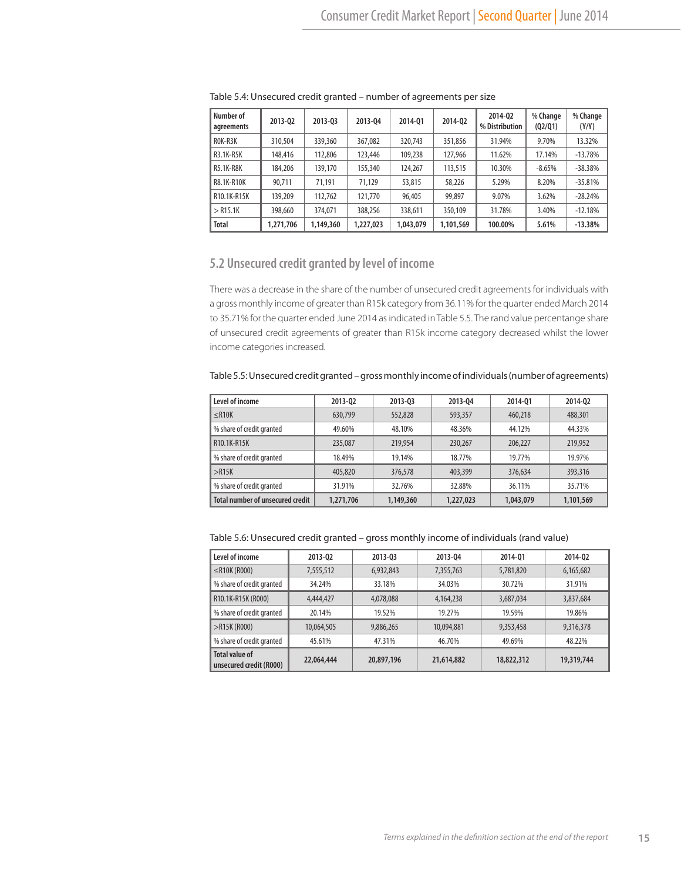Table 5.4: Unsecured credit granted – number of agreements per size

| Number of agreements | 2013-Q2 | 2013-Q3 | 2013-Q4 | 2014-Q1 | 2014-Q2 | 2014-Q2 % Distribution | % Change (Q2/Q1) | % Change (Y/Y) |
|---|---|---|---|---|---|---|---|---|
| R0K-R3K | 310,504 | 339,360 | 367,082 | 320,743 | 351,856 | 31.94% | 9.70% | 13.32% |
| R3.1K-R5K | 148,416 | 112,806 | 123,446 | 109,238 | 127,966 | 11.62% | 17.14% | -13.78% |
| R5.1K-R8K | 184,206 | 139,170 | 155,340 | 124,267 | 113,515 | 10.30% | -8.65% | -38.38% |
| R8.1K-R10K | 90,711 | 71,191 | 71,129 | 53,815 | 58,226 | 5.29% | 8.20% | -35.81% |
| R10.1K-R15K | 139,209 | 112,762 | 121,770 | 96,405 | 99,897 | 9.07% | 3.62% | -28.24% |
| > R15.1K | 398,660 | 374,071 | 388,256 | 338,611 | 350,109 | 31.78% | 3.40% | -12.18% |
| **Total** | **1,271,706** | **1,149,360** | **1,227,023** | **1,043,079** | **1,101,569** | **100.00%** | **5.61%** | **-13.38%** |

## 5.2 Unsecured credit granted by level of income

There was a decrease in the share of the number of unsecured credit agreements for individuals with a gross monthly income of greater than R15k category from 36.11% for the quarter ended March 2014 to 35.71% for the quarter ended June 2014 as indicated in Table 5.5. The rand value percentange share of unsecured credit agreements of greater than R15k income category decreased whilst the lower income categories increased.

Table 5.5: Unsecured credit granted – gross monthly income of individuals (number of agreements)

| Level of income | 2013-Q2 | 2013-Q3 | 2013-Q4 | 2014-Q1 | 2014-Q2 |
|---|---|---|---|---|---|
| ≤R10K | 630,799 | 552,828 | 593,357 | 460,218 | 488,301 |
| % share of credit granted | 49.60% | 48.10% | 48.36% | 44.12% | 44.33% |
| R10.1K-R15K | 235,087 | 219,954 | 230,267 | 206,227 | 219,952 |
| % share of credit granted | 18.49% | 19.14% | 18.77% | 19.77% | 19.97% |
| >R15K | 405,820 | 376,578 | 403,399 | 376,634 | 393,316 |
| % share of credit granted | 31.91% | 32.76% | 32.88% | 36.11% | 35.71% |
| **Total number of unsecured credit** | **1,271,706** | **1,149,360** | **1,227,023** | **1,043,079** | **1,101,569** |

Table 5.6: Unsecured credit granted – gross monthly income of individuals (rand value)

| Level of income | 2013-Q2 | 2013-Q3 | 2013-Q4 | 2014-Q1 | 2014-Q2 |
|---|---|---|---|---|---|
| ≤R10K (R000) | 7,555,512 | 6,932,843 | 7,355,763 | 5,781,820 | 6,165,682 |
| % share of credit granted | 34.24% | 33.18% | 34.03% | 30.72% | 31.91% |
| R10.1K-R15K (R000) | 4,444,427 | 4,078,088 | 4,164,238 | 3,687,034 | 3,837,684 |
| % share of credit granted | 20.14% | 19.52% | 19.27% | 19.59% | 19.86% |
| >R15K (R000) | 10,064,505 | 9,886,265 | 10,094,881 | 9,353,458 | 9,316,378 |
| % share of credit granted | 45.61% | 47.31% | 46.70% | 49.69% | 48.22% |
| **Total value of unsecured credit (R000)** | **22,064,444** | **20,897,196** | **21,614,882** | **18,822,312** | **19,319,744** |

*Terms explained in the definition section at the end of the report*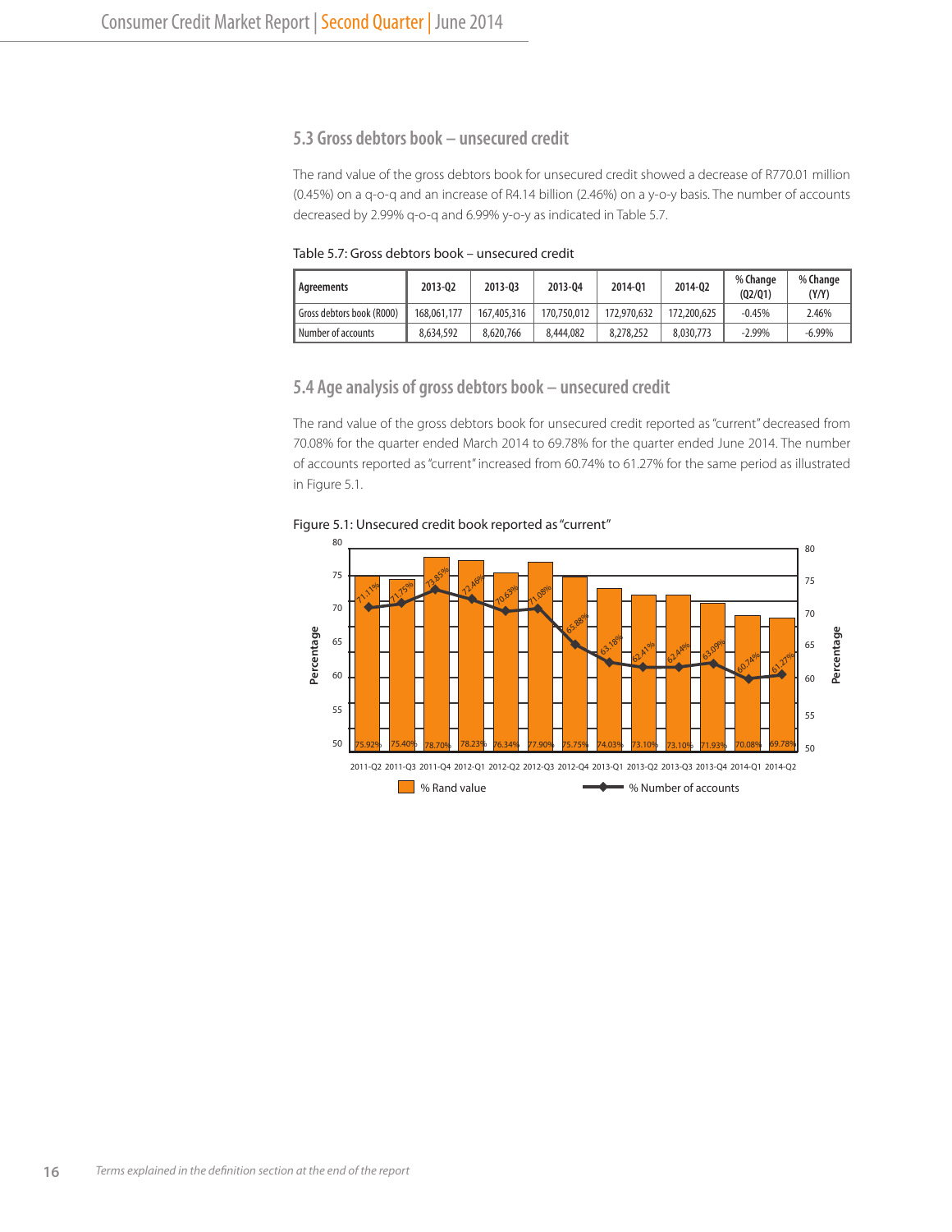## 5.3 Gross debtors book – unsecured credit

The rand value of the gross debtors book for unsecured credit showed a decrease of R770.01 million (0.45%) on a q-o-q and an increase of R4.14 billion (2.46%) on a y-o-y basis. The number of accounts decreased by 2.99% q-o-q and 6.99% y-o-y as indicated in Table 5.7.

Table 5.7: Gross debtors book – unsecured credit

| Agreements | 2013-Q2 | 2013-Q3 | 2013-Q4 | 2014-Q1 | 2014-Q2 | % Change (Q2/Q1) | % Change (Y/Y) |
|---|---|---|---|---|---|---|---|
| Gross debtors book (R000) | 168,061,177 | 167,405,316 | 170,750,012 | 172,970,632 | 172,200,625 | -0.45% | 2.46% |
| Number of accounts | 8,634,592 | 8,620,766 | 8,444,082 | 8,278,252 | 8,030,773 | -2.99% | -6.99% |

## 5.4 Age analysis of gross debtors book – unsecured credit

The rand value of the gross debtors book for unsecured credit reported as "current" decreased from 70.08% for the quarter ended March 2014 to 69.78% for the quarter ended June 2014. The number of accounts reported as "current" increased from 60.74% to 61.27% for the same period as illustrated in Figure 5.1.

Figure 5.1: Unsecured credit book reported as "current"

| Quarter | % Rand value | % Number of accounts |
|---|---|---|
| 2011-Q2 | 75.92% | 71.11% |
| 2011-Q3 | 75.40% | 71.75% |
| 2011-Q4 | 78.70% | 73.85% |
| 2012-Q1 | 78.23% | 72.46% |
| 2012-Q2 | 76.34% | 70.63% |
| 2012-Q3 | 77.90% | 71.08% |
| 2012-Q4 | 75.75% | 65.88% |
| 2013-Q1 | 74.03% | 63.18% |
| 2013-Q2 | 73.10% | 62.41% |
| 2013-Q3 | 73.10% | 62.44% |
| 2013-Q4 | 71.93% | 63.09% |
| 2014-Q1 | 70.08% | 60.74% |
| 2014-Q2 | 69.78% | 61.27% |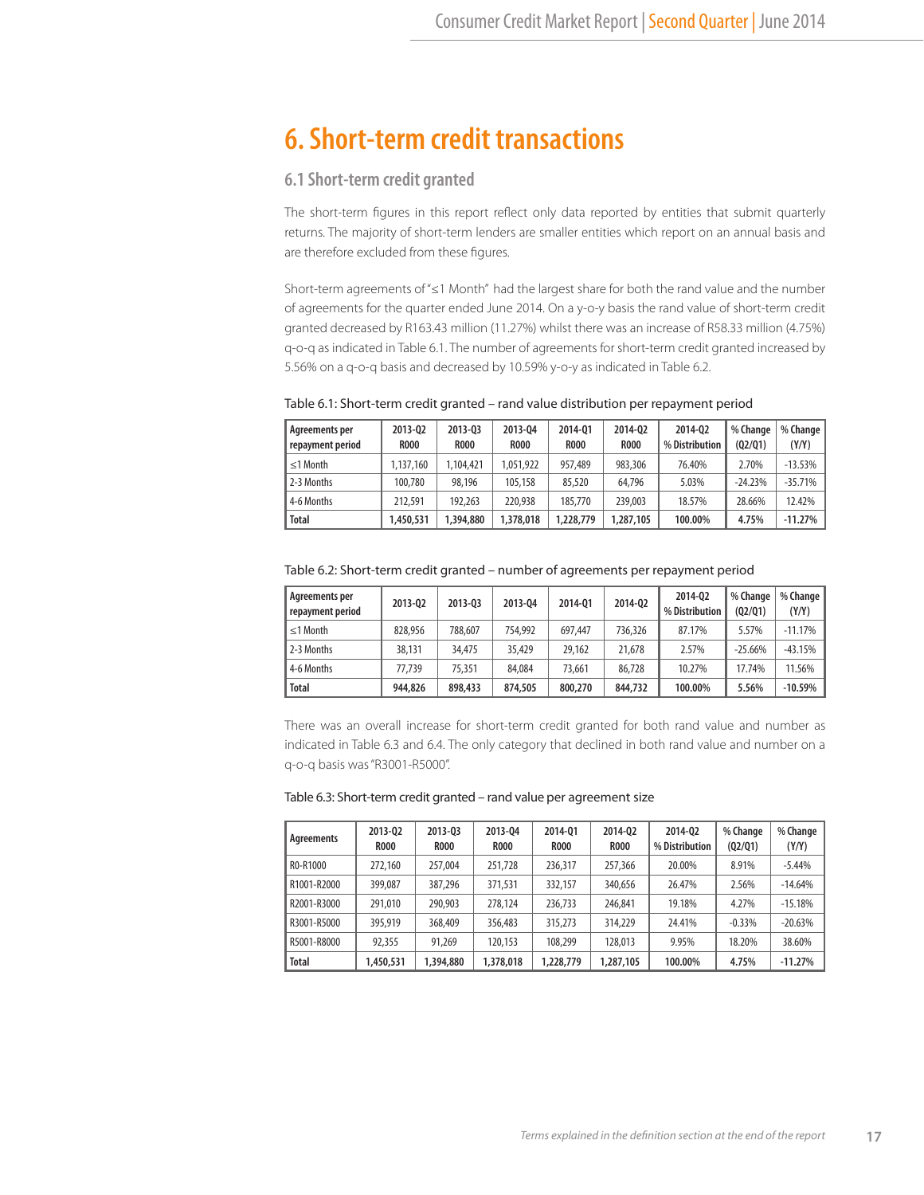# 6. Short-term credit transactions

## 6.1 Short-term credit granted

The short-term figures in this report reflect only data reported by entities that submit quarterly returns. The majority of short-term lenders are smaller entities which report on an annual basis and are therefore excluded from these figures.

Short-term agreements of "≤1 Month" had the largest share for both the rand value and the number of agreements for the quarter ended June 2014. On a y-o-y basis the rand value of short-term credit granted decreased by R163.43 million (11.27%) whilst there was an increase of R58.33 million (4.75%) q-o-q as indicated in Table 6.1. The number of agreements for short-term credit granted increased by 5.56% on a q-o-q basis and decreased by 10.59% y-o-y as indicated in Table 6.2.

Table 6.1: Short-term credit granted – rand value distribution per repayment period

| Agreements per repayment period | 2013-Q2 R000 | 2013-Q3 R000 | 2013-Q4 R000 | 2014-Q1 R000 | 2014-Q2 R000 | 2014-Q2 % Distribution | % Change (Q2/Q1) | % Change (Y/Y) |
|---|---|---|---|---|---|---|---|---|
| ≤1 Month | 1,137,160 | 1,104,421 | 1,051,922 | 957,489 | 983,306 | 76.40% | 2.70% | -13.53% |
| 2-3 Months | 100,780 | 98,196 | 105,158 | 85,520 | 64,796 | 5.03% | -24.23% | -35.71% |
| 4-6 Months | 212,591 | 192,263 | 220,938 | 185,770 | 239,003 | 18.57% | 28.66% | 12.42% |
| **Total** | **1,450,531** | **1,394,880** | **1,378,018** | **1,228,779** | **1,287,105** | **100.00%** | **4.75%** | **-11.27%** |

Table 6.2: Short-term credit granted – number of agreements per repayment period

| Agreements per repayment period | 2013-Q2 | 2013-Q3 | 2013-Q4 | 2014-Q1 | 2014-Q2 | 2014-Q2 % Distribution | % Change (Q2/Q1) | % Change (Y/Y) |
|---|---|---|---|---|---|---|---|---|
| ≤1 Month | 828,956 | 788,607 | 754,992 | 697,447 | 736,326 | 87.17% | 5.57% | -11.17% |
| 2-3 Months | 38,131 | 34,475 | 35,429 | 29,162 | 21,678 | 2.57% | -25.66% | -43.15% |
| 4-6 Months | 77,739 | 75,351 | 84,084 | 73,661 | 86,728 | 10.27% | 17.74% | 11.56% |
| **Total** | **944,826** | **898,433** | **874,505** | **800,270** | **844,732** | **100.00%** | **5.56%** | **-10.59%** |

There was an overall increase for short-term credit granted for both rand value and number as indicated in Table 6.3 and 6.4. The only category that declined in both rand value and number on a q-o-q basis was "R3001-R5000".

Table 6.3: Short-term credit granted – rand value per agreement size

| Agreements | 2013-Q2 R000 | 2013-Q3 R000 | 2013-Q4 R000 | 2014-Q1 R000 | 2014-Q2 R000 | 2014-Q2 % Distribution | % Change (Q2/Q1) | % Change (Y/Y) |
|---|---|---|---|---|---|---|---|---|
| R0-R1000 | 272,160 | 257,004 | 251,728 | 236,317 | 257,366 | 20.00% | 8.91% | -5.44% |
| R1001-R2000 | 399,087 | 387,296 | 371,531 | 332,157 | 340,656 | 26.47% | 2.56% | -14.64% |
| R2001-R3000 | 291,010 | 290,903 | 278,124 | 236,733 | 246,841 | 19.18% | 4.27% | -15.18% |
| R3001-R5000 | 395,919 | 368,409 | 356,483 | 315,273 | 314,229 | 24.41% | -0.33% | -20.63% |
| R5001-R8000 | 92,355 | 91,269 | 120,153 | 108,299 | 128,013 | 9.95% | 18.20% | 38.60% |
| **Total** | **1,450,531** | **1,394,880** | **1,378,018** | **1,228,779** | **1,287,105** | **100.00%** | **4.75%** | **-11.27%** |

*Terms explained in the definition section at the end of the report*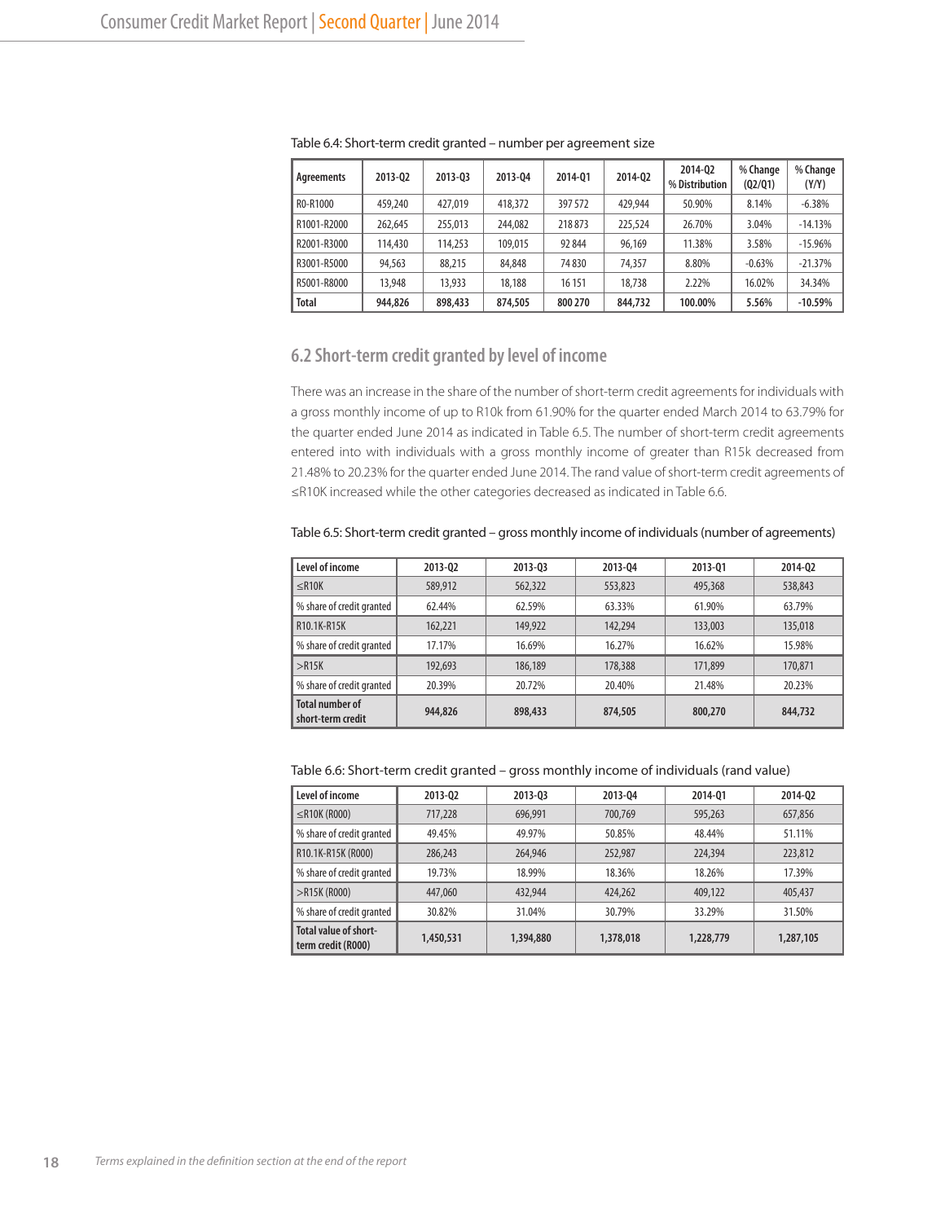Table 6.4: Short-term credit granted – number per agreement size

| Agreements | 2013-Q2 | 2013-Q3 | 2013-Q4 | 2014-Q1 | 2014-Q2 | 2014-Q2 % Distribution | % Change (Q2/Q1) | % Change (Y/Y) |
|---|---|---|---|---|---|---|---|---|
| R0-R1000 | 459,240 | 427,019 | 418,372 | 397 572 | 429,944 | 50.90% | 8.14% | -6.38% |
| R1001-R2000 | 262,645 | 255,013 | 244,082 | 218 873 | 225,524 | 26.70% | 3.04% | -14.13% |
| R2001-R3000 | 114,430 | 114,253 | 109,015 | 92 844 | 96,169 | 11.38% | 3.58% | -15.96% |
| R3001-R5000 | 94,563 | 88,215 | 84,848 | 74 830 | 74,357 | 8.80% | -0.63% | -21.37% |
| R5001-R8000 | 13,948 | 13,933 | 18,188 | 16 151 | 18,738 | 2.22% | 16.02% | 34.34% |
| **Total** | **944,826** | **898,433** | **874,505** | **800 270** | **844,732** | **100.00%** | **5.56%** | **-10.59%** |

## 6.2 Short-term credit granted by level of income

There was an increase in the share of the number of short-term credit agreements for individuals with a gross monthly income of up to R10k from 61.90% for the quarter ended March 2014 to 63.79% for the quarter ended June 2014 as indicated in Table 6.5. The number of short-term credit agreements entered into with individuals with a gross monthly income of greater than R15k decreased from 21.48% to 20.23% for the quarter ended June 2014. The rand value of short-term credit agreements of ≤R10K increased while the other categories decreased as indicated in Table 6.6.

Table 6.5: Short-term credit granted – gross monthly income of individuals (number of agreements)

| Level of income | 2013-Q2 | 2013-Q3 | 2013-Q4 | 2013-Q1 | 2014-Q2 |
|---|---|---|---|---|---|
| ≤R10K | 589,912 | 562,322 | 553,823 | 495,368 | 538,843 |
| % share of credit granted | 62.44% | 62.59% | 63.33% | 61.90% | 63.79% |
| R10.1K-R15K | 162,221 | 149,922 | 142,294 | 133,003 | 135,018 |
| % share of credit granted | 17.17% | 16.69% | 16.27% | 16.62% | 15.98% |
| >R15K | 192,693 | 186,189 | 178,388 | 171,899 | 170,871 |
| % share of credit granted | 20.39% | 20.72% | 20.40% | 21.48% | 20.23% |
| **Total number of short-term credit** | **944,826** | **898,433** | **874,505** | **800,270** | **844,732** |

Table 6.6: Short-term credit granted – gross monthly income of individuals (rand value)

| Level of income | 2013-Q2 | 2013-Q3 | 2013-Q4 | 2014-Q1 | 2014-Q2 |
|---|---|---|---|---|---|
| ≤R10K (R000) | 717,228 | 696,991 | 700,769 | 595,263 | 657,856 |
| % share of credit granted | 49.45% | 49.97% | 50.85% | 48.44% | 51.11% |
| R10.1K-R15K (R000) | 286,243 | 264,946 | 252,987 | 224,394 | 223,812 |
| % share of credit granted | 19.73% | 18.99% | 18.36% | 18.26% | 17.39% |
| >R15K (R000) | 447,060 | 432,944 | 424,262 | 409,122 | 405,437 |
| % share of credit granted | 30.82% | 31.04% | 30.79% | 33.29% | 31.50% |
| **Total value of short-term credit (R000)** | **1,450,531** | **1,394,880** | **1,378,018** | **1,228,779** | **1,287,105** |

*Terms explained in the definition section at the end of the report*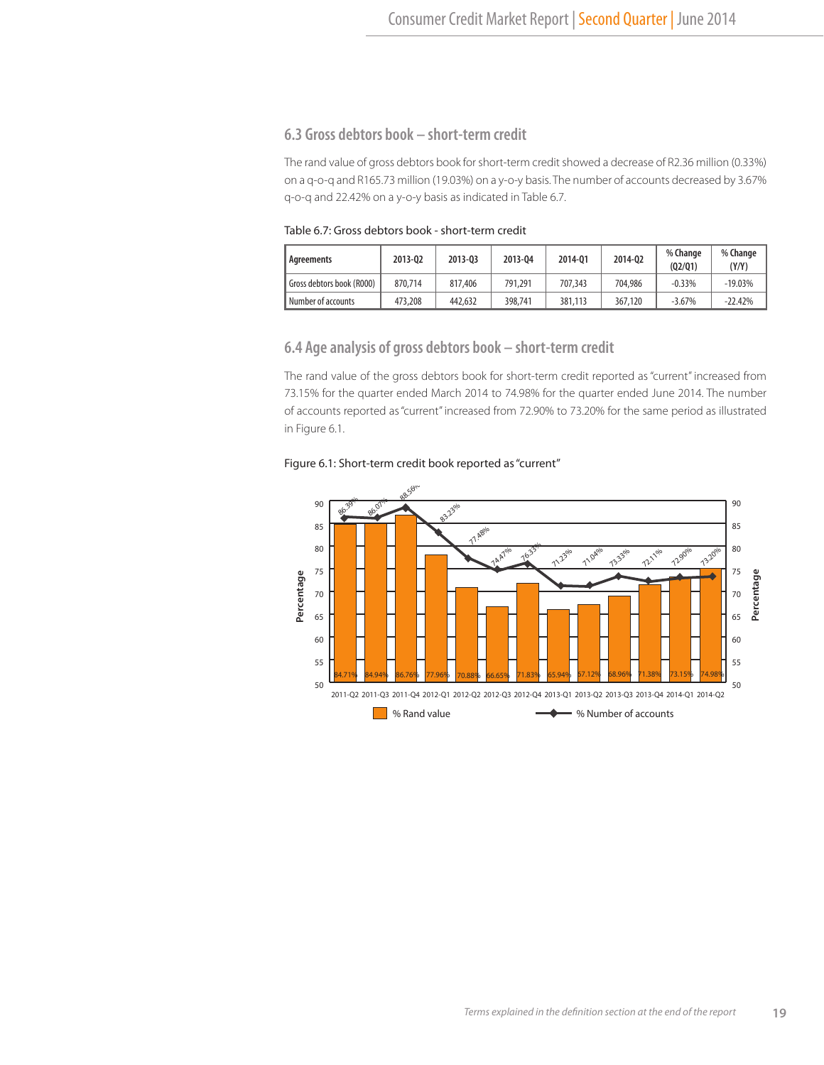## 6.3 Gross debtors book – short-term credit

The rand value of gross debtors book for short-term credit showed a decrease of R2.36 million (0.33%) on a q-o-q and R165.73 million (19.03%) on a y-o-y basis. The number of accounts decreased by 3.67% q-o-q and 22.42% on a y-o-y basis as indicated in Table 6.7.

Table 6.7: Gross debtors book - short-term credit

| Agreements | 2013-Q2 | 2013-Q3 | 2013-Q4 | 2014-Q1 | 2014-Q2 | % Change (Q2/Q1) | % Change (Y/Y) |
|---|---|---|---|---|---|---|---|
| Gross debtors book (R000) | 870,714 | 817,406 | 791,291 | 707,343 | 704,986 | -0.33% | -19.03% |
| Number of accounts | 473,208 | 442,632 | 398,741 | 381,113 | 367,120 | -3.67% | -22.42% |

## 6.4 Age analysis of gross debtors book – short-term credit

The rand value of the gross debtors book for short-term credit reported as "current" increased from 73.15% for the quarter ended March 2014 to 74.98% for the quarter ended June 2014. The number of accounts reported as "current" increased from 72.90% to 73.20% for the same period as illustrated in Figure 6.1.

Figure 6.1: Short-term credit book reported as "current"

| Quarter | % Rand value | % Number of accounts |
|---|---|---|
| 2011-Q2 | 84.71% | 86.39% |
| 2011-Q3 | 84.94% | 86.07% |
| 2011-Q4 | 86.76% | 88.56% |
| 2012-Q1 | 77.96% | 83.23% |
| 2012-Q2 | 70.88% | 77.48% |
| 2012-Q3 | 66.65% | 74.47% |
| 2012-Q4 | 71.83% | 76.33% |
| 2013-Q1 | 65.94% | 71.23% |
| 2013-Q2 | 67.12% | 71.04% |
| 2013-Q3 | 68.96% | 73.33% |
| 2013-Q4 | 71.38% | 72.11% |
| 2014-Q1 | 73.15% | 72.90% |
| 2014-Q2 | 74.98% | 73.20% |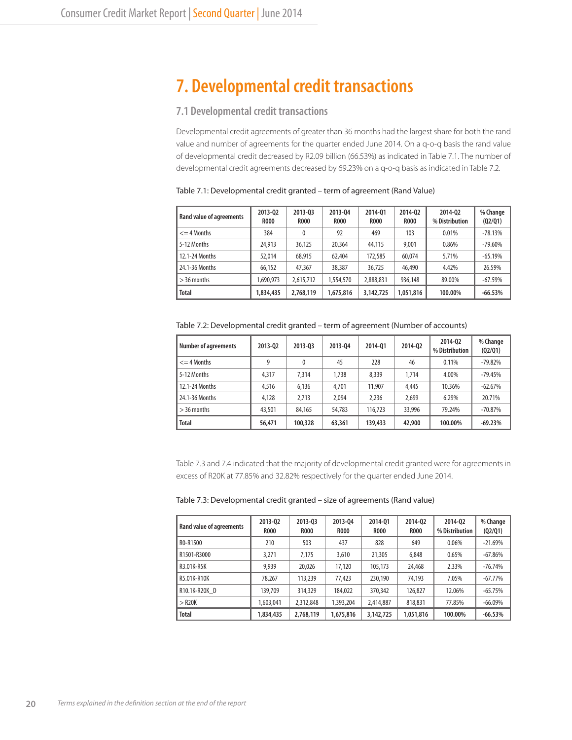# 7. Developmental credit transactions

## 7.1 Developmental credit transactions

Developmental credit agreements of greater than 36 months had the largest share for both the rand value and number of agreements for the quarter ended June 2014. On a q-o-q basis the rand value of developmental credit decreased by R2.09 billion (66.53%) as indicated in Table 7.1. The number of developmental credit agreements decreased by 69.23% on a q-o-q basis as indicated in Table 7.2.

Table 7.1: Developmental credit granted – term of agreement (Rand Value)

| Rand value of agreements | 2013-Q2 R000 | 2013-Q3 R000 | 2013-Q4 R000 | 2014-Q1 R000 | 2014-Q2 R000 | 2014-Q2 % Distribution | % Change (Q2/Q1) |
|---|---|---|---|---|---|---|---|
| <= 4 Months | 384 | 0 | 92 | 469 | 103 | 0.01% | -78.13% |
| 5-12 Months | 24,913 | 36,125 | 20,364 | 44,115 | 9,001 | 0.86% | -79.60% |
| 12.1-24 Months | 52,014 | 68,915 | 62,404 | 172,585 | 60,074 | 5.71% | -65.19% |
| 24.1-36 Months | 66,152 | 47,367 | 38,387 | 36,725 | 46,490 | 4.42% | 26.59% |
| > 36 months | 1,690,973 | 2,615,712 | 1,554,570 | 2,888,831 | 936,148 | 89.00% | -67.59% |
| **Total** | **1,834,435** | **2,768,119** | **1,675,816** | **3,142,725** | **1,051,816** | **100.00%** | **-66.53%** |

Table 7.2: Developmental credit granted – term of agreement (Number of accounts)

| Number of agreements | 2013-Q2 | 2013-Q3 | 2013-Q4 | 2014-Q1 | 2014-Q2 | 2014-Q2 % Distribution | % Change (Q2/Q1) |
|---|---|---|---|---|---|---|---|
| <= 4 Months | 9 | 0 | 45 | 228 | 46 | 0.11% | -79.82% |
| 5-12 Months | 4,317 | 7,314 | 1,738 | 8,339 | 1,714 | 4.00% | -79.45% |
| 12.1-24 Months | 4,516 | 6,136 | 4,701 | 11,907 | 4,445 | 10.36% | -62.67% |
| 24.1-36 Months | 4,128 | 2,713 | 2,094 | 2,236 | 2,699 | 6.29% | 20.71% |
| > 36 months | 43,501 | 84,165 | 54,783 | 116,723 | 33,996 | 79.24% | -70.87% |
| **Total** | **56,471** | **100,328** | **63,361** | **139,433** | **42,900** | **100.00%** | **-69.23%** |

Table 7.3 and 7.4 indicated that the majority of developmental credit granted were for agreements in excess of R20K at 77.85% and 32.82% respectively for the quarter ended June 2014.

Table 7.3: Developmental credit granted – size of agreements (Rand value)

| Rand value of agreements | 2013-Q2 R000 | 2013-Q3 R000 | 2013-Q4 R000 | 2014-Q1 R000 | 2014-Q2 R000 | 2014-Q2 % Distribution | % Change (Q2/Q1) |
|---|---|---|---|---|---|---|---|
| R0-R1500 | 210 | 503 | 437 | 828 | 649 | 0.06% | -21.69% |
| R1501-R3000 | 3,271 | 7,175 | 3,610 | 21,305 | 6,848 | 0.65% | -67.86% |
| R3.01K-R5K | 9,939 | 20,026 | 17,120 | 105,173 | 24,468 | 2.33% | -76.74% |
| R5.01K-R10K | 78,267 | 113,239 | 77,423 | 230,190 | 74,193 | 7.05% | -67.77% |
| R10.1K-R20K_D | 139,709 | 314,329 | 184,022 | 370,342 | 126,827 | 12.06% | -65.75% |
| > R20K | 1,603,041 | 2,312,848 | 1,393,204 | 2,414,887 | 818,831 | 77.85% | -66.09% |
| **Total** | **1,834,435** | **2,768,119** | **1,675,816** | **3,142,725** | **1,051,816** | **100.00%** | **-66.53%** |

*Terms explained in the definition section at the end of the report*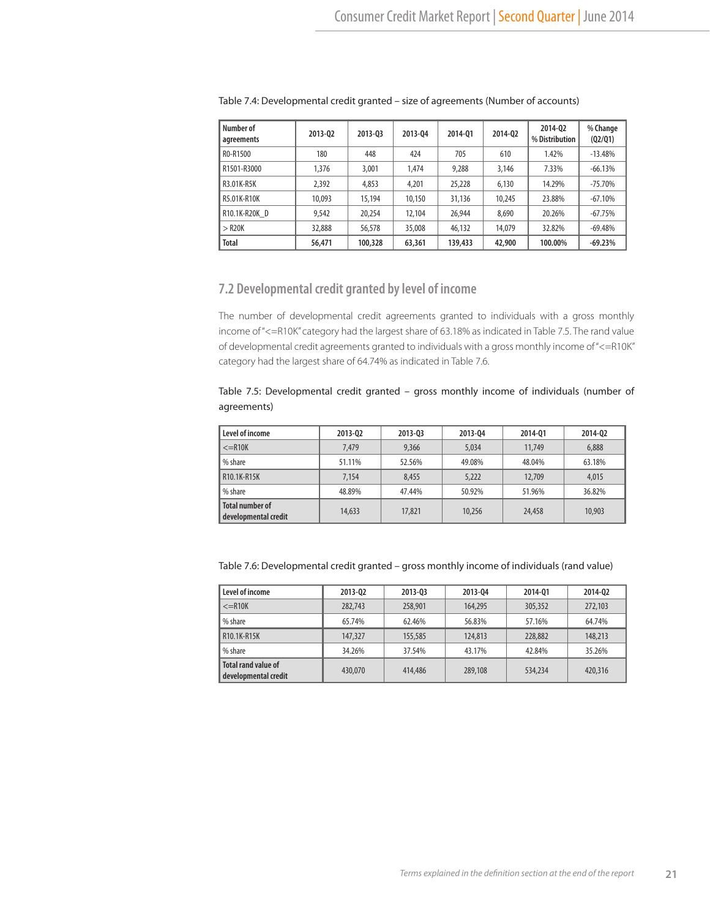Table 7.4: Developmental credit granted – size of agreements (Number of accounts)

| Number of agreements | 2013-Q2 | 2013-Q3 | 2013-Q4 | 2014-Q1 | 2014-Q2 | 2014-Q2 % Distribution | % Change (Q2/Q1) |
|---|---|---|---|---|---|---|---|
| R0-R1500 | 180 | 448 | 424 | 705 | 610 | 1.42% | -13.48% |
| R1501-R3000 | 1,376 | 3,001 | 1,474 | 9,288 | 3,146 | 7.33% | -66.13% |
| R3.01K-R5K | 2,392 | 4,853 | 4,201 | 25,228 | 6,130 | 14.29% | -75.70% |
| R5.01K-R10K | 10,093 | 15,194 | 10,150 | 31,136 | 10,245 | 23.88% | -67.10% |
| R10.1K-R20K_D | 9,542 | 20,254 | 12,104 | 26,944 | 8,690 | 20.26% | -67.75% |
| > R20K | 32,888 | 56,578 | 35,008 | 46,132 | 14,079 | 32.82% | -69.48% |
| **Total** | **56,471** | **100,328** | **63,361** | **139,433** | **42,900** | **100.00%** | **-69.23%** |

## 7.2 Developmental credit granted by level of income

The number of developmental credit agreements granted to individuals with a gross monthly income of "<=R10K" category had the largest share of 63.18% as indicated in Table 7.5. The rand value of developmental credit agreements granted to individuals with a gross monthly income of "<=R10K" category had the largest share of 64.74% as indicated in Table 7.6.

Table 7.5: Developmental credit granted – gross monthly income of individuals (number of agreements)

| Level of income | 2013-Q2 | 2013-Q3 | 2013-Q4 | 2014-Q1 | 2014-Q2 |
|---|---|---|---|---|---|
| <=R10K | 7,479 | 9,366 | 5,034 | 11,749 | 6,888 |
| % share | 51.11% | 52.56% | 49.08% | 48.04% | 63.18% |
| R10.1K-R15K | 7,154 | 8,455 | 5,222 | 12,709 | 4,015 |
| % share | 48.89% | 47.44% | 50.92% | 51.96% | 36.82% |
| Total number of developmental credit | 14,633 | 17,821 | 10,256 | 24,458 | 10,903 |

Table 7.6: Developmental credit granted – gross monthly income of individuals (rand value)

| Level of income | 2013-Q2 | 2013-Q3 | 2013-Q4 | 2014-Q1 | 2014-Q2 |
|---|---|---|---|---|---|
| <=R10K | 282,743 | 258,901 | 164,295 | 305,352 | 272,103 |
| % share | 65.74% | 62.46% | 56.83% | 57.16% | 64.74% |
| R10.1K-R15K | 147,327 | 155,585 | 124,813 | 228,882 | 148,213 |
| % share | 34.26% | 37.54% | 43.17% | 42.84% | 35.26% |
| Total rand value of developmental credit | 430,070 | 414,486 | 289,108 | 534,234 | 420,316 |

*Terms explained in the definition section at the end of the report*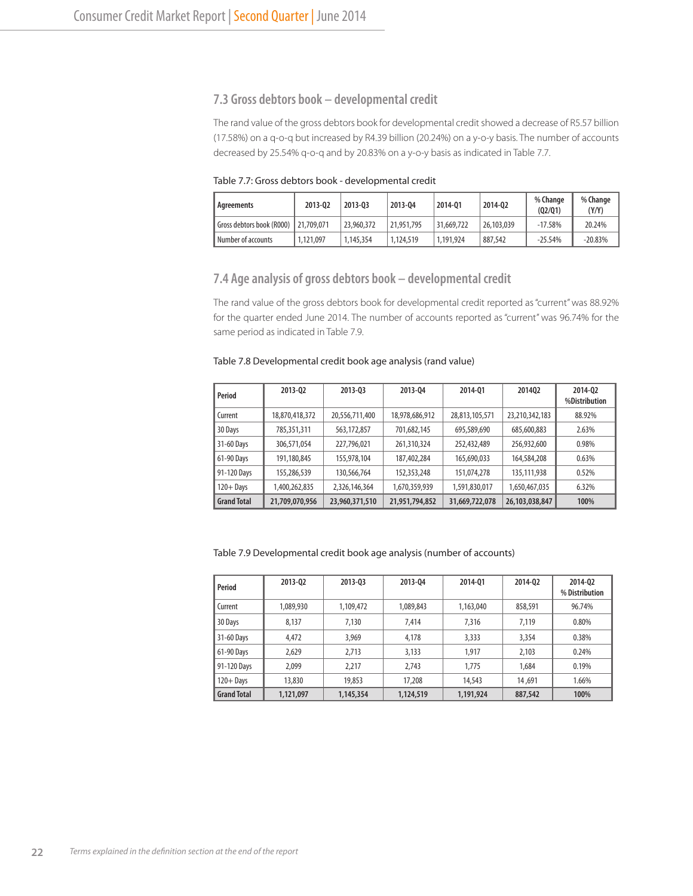## 7.3 Gross debtors book – developmental credit

The rand value of the gross debtors book for developmental credit showed a decrease of R5.57 billion (17.58%) on a q-o-q but increased by R4.39 billion (20.24%) on a y-o-y basis. The number of accounts decreased by 25.54% q-o-q and by 20.83% on a y-o-y basis as indicated in Table 7.7.

Table 7.7: Gross debtors book - developmental credit

| Agreements | 2013-Q2 | 2013-Q3 | 2013-Q4 | 2014-Q1 | 2014-Q2 | % Change (Q2/Q1) | % Change (Y/Y) |
|---|---|---|---|---|---|---|---|
| Gross debtors book (R000) | 21,709,071 | 23,960,372 | 21,951,795 | 31,669,722 | 26,103,039 | -17.58% | 20.24% |
| Number of accounts | 1,121,097 | 1,145,354 | 1,124,519 | 1,191,924 | 887,542 | -25.54% | -20.83% |

## 7.4 Age analysis of gross debtors book – developmental credit

The rand value of the gross debtors book for developmental credit reported as "current" was 88.92% for the quarter ended June 2014. The number of accounts reported as "current" was 96.74% for the same period as indicated in Table 7.9.

Table 7.8 Developmental credit book age analysis (rand value)

| Period | 2013-Q2 | 2013-Q3 | 2013-Q4 | 2014-Q1 | 2014Q2 | 2014-Q2 %Distribution |
|---|---|---|---|---|---|---|
| Current | 18,870,418,372 | 20,556,711,400 | 18,978,686,912 | 28,813,105,571 | 23,210,342,183 | 88.92% |
| 30 Days | 785,351,311 | 563,172,857 | 701,682,145 | 695,589,690 | 685,600,883 | 2.63% |
| 31-60 Days | 306,571,054 | 227,796,021 | 261,310,324 | 252,432,489 | 256,932,600 | 0.98% |
| 61-90 Days | 191,180,845 | 155,978,104 | 187,402,284 | 165,690,033 | 164,584,208 | 0.63% |
| 91-120 Days | 155,286,539 | 130,566,764 | 152,353,248 | 151,074,278 | 135,111,938 | 0.52% |
| 120+ Days | 1,400,262,835 | 2,326,146,364 | 1,670,359,939 | 1,591,830,017 | 1,650,467,035 | 6.32% |
| **Grand Total** | **21,709,070,956** | **23,960,371,510** | **21,951,794,852** | **31,669,722,078** | **26,103,038,847** | **100%** |

Table 7.9 Developmental credit book age analysis (number of accounts)

| Period | 2013-Q2 | 2013-Q3 | 2013-Q4 | 2014-Q1 | 2014-Q2 | 2014-Q2 % Distribution |
|---|---|---|---|---|---|---|
| Current | 1,089,930 | 1,109,472 | 1,089,843 | 1,163,040 | 858,591 | 96.74% |
| 30 Days | 8,137 | 7,130 | 7,414 | 7,316 | 7,119 | 0.80% |
| 31-60 Days | 4,472 | 3,969 | 4,178 | 3,333 | 3,354 | 0.38% |
| 61-90 Days | 2,629 | 2,713 | 3,133 | 1,917 | 2,103 | 0.24% |
| 91-120 Days | 2,099 | 2,217 | 2,743 | 1,775 | 1,684 | 0.19% |
| 120+ Days | 13,830 | 19,853 | 17,208 | 14,543 | 14,691 | 1.66% |
| **Grand Total** | **1,121,097** | **1,145,354** | **1,124,519** | **1,191,924** | **887,542** | **100%** |

*Terms explained in the definition section at the end of the report*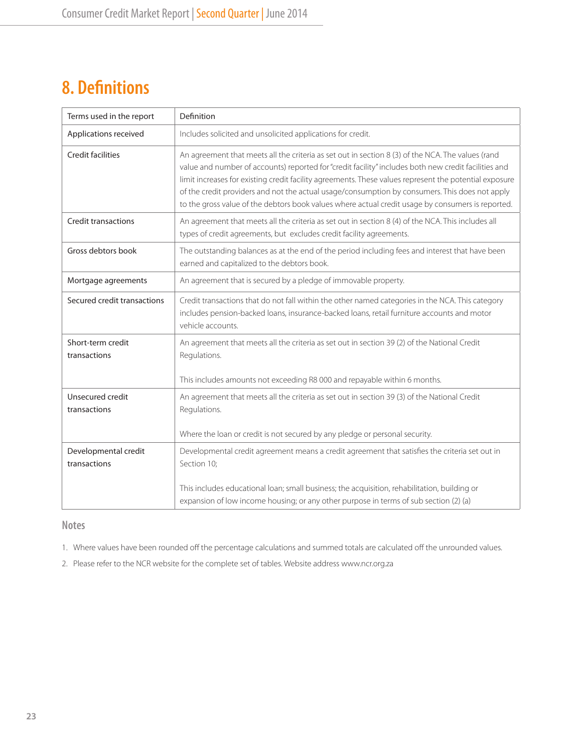# 8. Definitions

| Terms used in the report | Definition |
|---|---|
| Applications received | Includes solicited and unsolicited applications for credit. |
| Credit facilities | An agreement that meets all the criteria as set out in section 8 (3) of the NCA. The values (rand value and number of accounts) reported for "credit facility" includes both new credit facilities and limit increases for existing credit facility agreements. These values represent the potential exposure of the credit providers and not the actual usage/consumption by consumers. This does not apply to the gross value of the debtors book values where actual credit usage by consumers is reported. |
| Credit transactions | An agreement that meets all the criteria as set out in section 8 (4) of the NCA. This includes all types of credit agreements, but excludes credit facility agreements. |
| Gross debtors book | The outstanding balances as at the end of the period including fees and interest that have been earned and capitalized to the debtors book. |
| Mortgage agreements | An agreement that is secured by a pledge of immovable property. |
| Secured credit transactions | Credit transactions that do not fall within the other named categories in the NCA. This category includes pension-backed loans, insurance-backed loans, retail furniture accounts and motor vehicle accounts. |
| Short-term credit transactions | An agreement that meets all the criteria as set out in section 39 (2) of the National Credit Regulations.<br><br>This includes amounts not exceeding R8 000 and repayable within 6 months. |
| Unsecured credit transactions | An agreement that meets all the criteria as set out in section 39 (3) of the National Credit Regulations.<br><br>Where the loan or credit is not secured by any pledge or personal security. |
| Developmental credit transactions | Developmental credit agreement means a credit agreement that satisfies the criteria set out in Section 10;<br><br>This includes educational loan; small business; the acquisition, rehabilitation, building or expansion of low income housing; or any other purpose in terms of sub section (2) (a) |

## Notes

1. Where values have been rounded off the percentage calculations and summed totals are calculated off the unrounded values.
2. Please refer to the NCR website for the complete set of tables. Website address www.ncr.org.za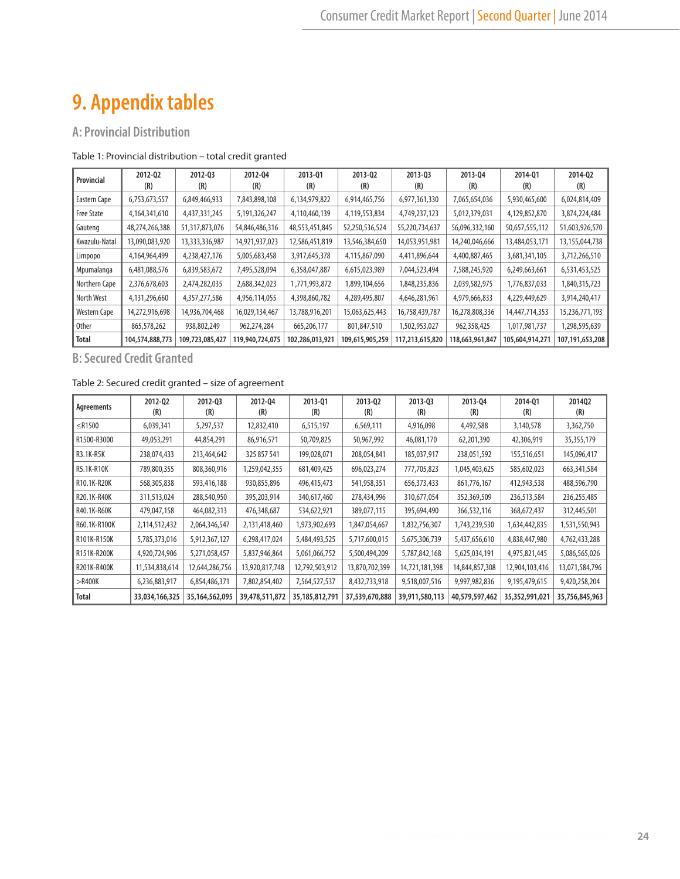# 9. Appendix tables

## A: Provincial Distribution

Table 1: Provincial distribution – total credit granted

| Provincial | 2012-Q2 (R) | 2012-Q3 (R) | 2012-Q4 (R) | 2013-Q1 (R) | 2013-Q2 (R) | 2013-Q3 (R) | 2013-Q4 (R) | 2014-Q1 (R) | 2014-Q2 (R) |
|---|---|---|---|---|---|---|---|---|---|
| Eastern Cape | 6,753,673,557 | 6,849,466,933 | 7,843,898,108 | 6,134,979,822 | 6,914,465,756 | 6,977,361,330 | 7,065,654,036 | 5,930,465,600 | 6,024,814,409 |
| Free State | 4,164,341,610 | 4,437,331,245 | 5,191,326,247 | 4,110,460,139 | 4,119,553,834 | 4,749,237,123 | 5,012,379,031 | 4,129,852,870 | 3,874,224,484 |
| Gauteng | 48,274,266,388 | 51,317,873,076 | 54,846,486,316 | 48,553,451,845 | 52,250,536,524 | 55,220,734,637 | 56,096,332,160 | 50,657,555,112 | 51,603,926,570 |
| Kwazulu-Natal | 13,090,083,920 | 13,333,336,987 | 14,921,937,023 | 12,586,451,819 | 13,546,384,650 | 14,053,951,981 | 14,240,046,666 | 13,484,053,171 | 13,155,044,738 |
| Limpopo | 4,164,964,499 | 4,238,427,176 | 5,005,683,458 | 3,917,645,378 | 4,115,867,090 | 4,411,896,644 | 4,400,887,465 | 3,681,341,105 | 3,712,266,510 |
| Mpumalanga | 6,481,088,576 | 6,839,583,672 | 7,495,528,094 | 6,358,047,887 | 6,615,023,989 | 7,044,523,494 | 7,588,245,920 | 6,249,663,661 | 6,531,453,525 |
| Northern Cape | 2,376,678,603 | 2,474,282,035 | 2,688,342,023 | 1,771,993,872 | 1,899,104,656 | 1,848,235,836 | 2,039,582,975 | 1,776,837,033 | 1,840,315,723 |
| North West | 4,131,296,660 | 4,357,277,586 | 4,956,114,055 | 4,398,860,782 | 4,289,495,807 | 4,646,281,961 | 4,979,666,833 | 4,229,449,629 | 3,914,240,417 |
| Western Cape | 14,272,916,698 | 14,936,704,468 | 16,029,134,467 | 13,788,916,201 | 15,063,625,443 | 16,758,439,787 | 16,278,808,336 | 14,447,714,353 | 15,236,771,193 |
| Other | 865,578,262 | 938,802,249 | 962,274,284 | 665,206,177 | 801,847,510 | 1,502,953,027 | 962,358,425 | 1,017,981,737 | 1,298,595,639 |
| **Total** | **104,574,888,773** | **109,723,085,427** | **119,940,724,075** | **102,286,013,921** | **109,615,905,259** | **117,213,615,820** | **118,663,961,847** | **105,604,914,271** | **107,191,653,208** |

## B: Secured Credit Granted

Table 2: Secured credit granted – size of agreement

| Agreements | 2012-Q2 (R) | 2012-Q3 (R) | 2012-Q4 (R) | 2013-Q1 (R) | 2013-Q2 (R) | 2013-Q3 (R) | 2013-Q4 (R) | 2014-Q1 (R) | 2014Q2 (R) |
|---|---|---|---|---|---|---|---|---|---|
| ≤R1500 | 6,039,341 | 5,297,537 | 12,832,410 | 6,515,197 | 6,569,111 | 4,916,098 | 4,492,588 | 3,140,578 | 3,362,750 |
| R1500-R3000 | 49,053,291 | 44,854,291 | 86,916,571 | 50,709,825 | 50,967,992 | 46,081,170 | 62,201,390 | 42,306,919 | 35,355,179 |
| R3.1K-R5K | 238,074,433 | 213,464,642 | 325 857 541 | 199,028,071 | 208,054,841 | 185,037,917 | 238,051,592 | 155,516,651 | 145,096,417 |
| R5.1K-R10K | 789,800,355 | 808,360,916 | 1,259,042,355 | 681,409,425 | 696,023,274 | 777,705,823 | 1,045,403,625 | 585,602,023 | 663,341,584 |
| R10.1K-R20K | 568,305,838 | 593,416,188 | 930,855,896 | 496,415,473 | 541,958,351 | 656,373,433 | 861,776,167 | 412,943,538 | 488,596,790 |
| R20.1K-R40K | 311,513,024 | 288,540,950 | 395,203,914 | 340,617,460 | 278,434,996 | 310,677,054 | 352,369,509 | 236,513,584 | 236,255,485 |
| R40.1K-R60K | 479,047,158 | 464,082,313 | 476,348,687 | 534,622,921 | 389,077,115 | 395,694,490 | 366,532,116 | 368,672,437 | 312,445,501 |
| R60.1K-R100K | 2,114,512,432 | 2,064,346,547 | 2,131,418,460 | 1,973,902,693 | 1,847,054,667 | 1,832,756,307 | 1,743,239,530 | 1,634,442,835 | 1,531,550,943 |
| R101K-R150K | 5,785,373,016 | 5,912,367,127 | 6,298,417,024 | 5,484,493,525 | 5,717,600,015 | 5,675,306,739 | 5,437,656,610 | 4,838,447,980 | 4,762,433,288 |
| R151K-R200K | 4,920,724,906 | 5,271,058,457 | 5,837,946,864 | 5,061,066,752 | 5,500,494,209 | 5,787,842,168 | 5,625,034,191 | 4,975,821,445 | 5,086,565,026 |
| R201K-R400K | 11,534,838,614 | 12,644,286,756 | 13,920,817,748 | 12,792,503,912 | 13,870,702,399 | 14,721,181,398 | 14,844,857,308 | 12,904,103,416 | 13,071,584,796 |
| >R400K | 6,236,883,917 | 6,854,486,371 | 7,802,854,402 | 7,564,527,537 | 8,432,733,918 | 9,518,007,516 | 9,997,982,836 | 9,195,479,615 | 9,420,258,204 |
| **Total** | **33,034,166,325** | **35,164,562,095** | **39,478,511,872** | **35,185,812,791** | **37,539,670,888** | **39,911,580,113** | **40,579,597,462** | **35,352,991,021** | **35,756,845,963** |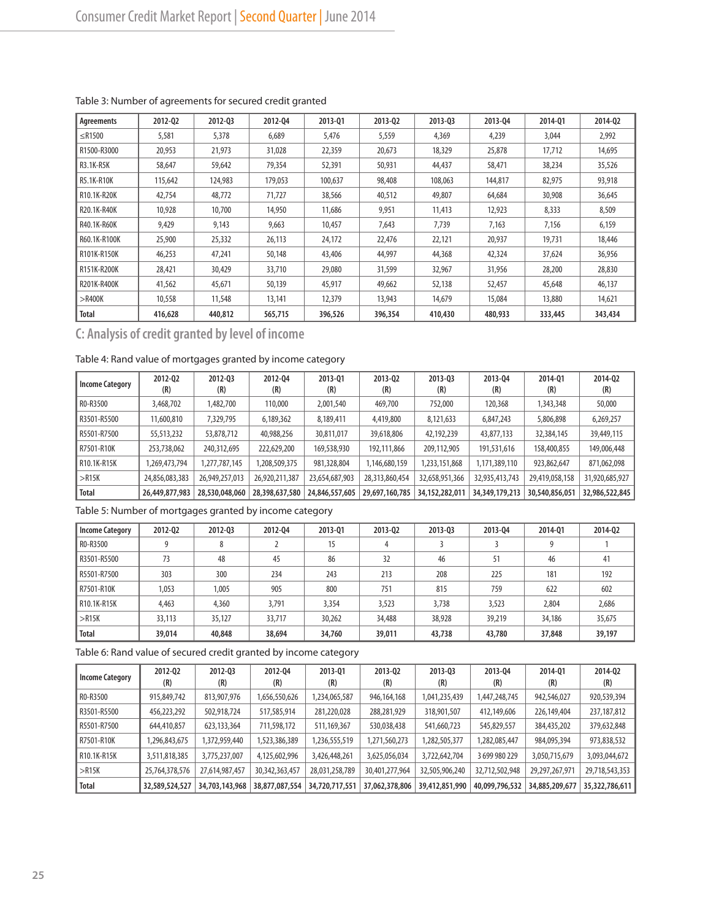Table 3: Number of agreements for secured credit granted

| Agreements | 2012-Q2 | 2012-Q3 | 2012-Q4 | 2013-Q1 | 2013-Q2 | 2013-Q3 | 2013-Q4 | 2014-Q1 | 2014-Q2 |
|---|---|---|---|---|---|---|---|---|---|
| ≤R1500 | 5,581 | 5,378 | 6,689 | 5,476 | 5,559 | 4,369 | 4,239 | 3,044 | 2,992 |
| R1500-R3000 | 20,953 | 21,973 | 31,028 | 22,359 | 20,673 | 18,329 | 25,878 | 17,712 | 14,695 |
| R3.1K-R5K | 58,647 | 59,642 | 79,354 | 52,391 | 50,931 | 44,437 | 58,471 | 38,234 | 35,526 |
| R5.1K-R10K | 115,642 | 124,983 | 179,053 | 100,637 | 98,408 | 108,063 | 144,817 | 82,975 | 93,918 |
| R10.1K-R20K | 42,754 | 48,772 | 71,727 | 38,566 | 40,512 | 49,807 | 64,684 | 30,908 | 36,645 |
| R20.1K-R40K | 10,928 | 10,700 | 14,950 | 11,686 | 9,951 | 11,413 | 12,923 | 8,333 | 8,509 |
| R40.1K-R60K | 9,429 | 9,143 | 9,663 | 10,457 | 7,643 | 7,739 | 7,163 | 7,156 | 6,159 |
| R60.1K-R100K | 25,900 | 25,332 | 26,113 | 24,172 | 22,476 | 22,121 | 20,937 | 19,731 | 18,446 |
| R101K-R150K | 46,253 | 47,241 | 50,148 | 43,406 | 44,997 | 44,368 | 42,324 | 37,624 | 36,956 |
| R151K-R200K | 28,421 | 30,429 | 33,710 | 29,080 | 31,599 | 32,967 | 31,956 | 28,200 | 28,830 |
| R201K-R400K | 41,562 | 45,671 | 50,139 | 45,917 | 49,662 | 52,138 | 52,457 | 45,648 | 46,137 |
| >R400K | 10,558 | 11,548 | 13,141 | 12,379 | 13,943 | 14,679 | 15,084 | 13,880 | 14,621 |
| **Total** | **416,628** | **440,812** | **565,715** | **396,526** | **396,354** | **410,430** | **480,933** | **333,445** | **343,434** |

## C: Analysis of credit granted by level of income

Table 4: Rand value of mortgages granted by income category

| Income Category | 2012-Q2 (R) | 2012-Q3 (R) | 2012-Q4 (R) | 2013-Q1 (R) | 2013-Q2 (R) | 2013-Q3 (R) | 2013-Q4 (R) | 2014-Q1 (R) | 2014-Q2 (R) |
|---|---|---|---|---|---|---|---|---|---|
| R0-R3500 | 3,468,702 | 1,482,700 | 110,000 | 2,001,540 | 469,700 | 752,000 | 120,368 | 1,343,348 | 50,000 |
| R3501-R5500 | 11,600,810 | 7,329,795 | 6,189,362 | 8,189,411 | 4,419,800 | 8,121,633 | 6,847,243 | 5,806,898 | 6,269,257 |
| R5501-R7500 | 55,513,232 | 53,878,712 | 40,988,256 | 30,811,017 | 39,618,806 | 42,192,239 | 43,877,133 | 32,384,145 | 39,449,115 |
| R7501-R10K | 253,738,062 | 240,312,695 | 222,629,200 | 169,538,930 | 192,111,866 | 209,112,905 | 191,531,616 | 158,400,855 | 149,006,448 |
| R10.1K-R15K | 1,269,473,794 | 1,277,787,145 | 1,208,509,375 | 981,328,804 | 1,146,680,159 | 1,233,151,868 | 1,171,389,110 | 923,862,647 | 871,062,098 |
| >R15K | 24,856,083,383 | 26,949,257,013 | 26,920,211,387 | 23,654,687,903 | 28,313,860,454 | 32,658,951,366 | 32,935,413,743 | 29,419,058,158 | 31,920,685,927 |
| **Total** | **26,449,877,983** | **28,530,048,060** | **28,398,637,580** | **24,846,557,605** | **29,697,160,785** | **34,152,282,011** | **34,349,179,213** | **30,540,856,051** | **32,986,522,845** |

Table 5: Number of mortgages granted by income category

| Income Category | 2012-Q2 | 2012-Q3 | 2012-Q4 | 2013-Q1 | 2013-Q2 | 2013-Q3 | 2013-Q4 | 2014-Q1 | 2014-Q2 |
|---|---|---|---|---|---|---|---|---|---|
| R0-R3500 | 9 | 8 | 2 | 15 | 4 | 3 | 3 | 9 | 1 |
| R3501-R5500 | 73 | 48 | 45 | 86 | 32 | 46 | 51 | 46 | 41 |
| R5501-R7500 | 303 | 300 | 234 | 243 | 213 | 208 | 225 | 181 | 192 |
| R7501-R10K | 1,053 | 1,005 | 905 | 800 | 751 | 815 | 759 | 622 | 602 |
| R10.1K-R15K | 4,463 | 4,360 | 3,791 | 3,354 | 3,523 | 3,738 | 3,523 | 2,804 | 2,686 |
| >R15K | 33,113 | 35,127 | 33,717 | 30,262 | 34,488 | 38,928 | 39,219 | 34,186 | 35,675 |
| **Total** | **39,014** | **40,848** | **38,694** | **34,760** | **39,011** | **43,738** | **43,780** | **37,848** | **39,197** |

Table 6: Rand value of secured credit granted by income category

| Income Category | 2012-Q2 (R) | 2012-Q3 (R) | 2012-Q4 (R) | 2013-Q1 (R) | 2013-Q2 (R) | 2013-Q3 (R) | 2013-Q4 (R) | 2014-Q1 (R) | 2014-Q2 (R) |
|---|---|---|---|---|---|---|---|---|---|
| R0-R3500 | 915,849,742 | 813,907,976 | 1,656,550,626 | 1,234,065,587 | 946,164,168 | 1,041,235,439 | 1,447,248,745 | 942,546,027 | 920,539,394 |
| R3501-R5500 | 456,223,292 | 502,918,724 | 517,585,914 | 281,220,028 | 288,281,929 | 318,901,507 | 412,149,606 | 226,149,404 | 237,187,812 |
| R5501-R7500 | 644,410,857 | 623,133,364 | 711,598,172 | 511,169,367 | 530,038,438 | 541,660,723 | 545,829,557 | 384,435,202 | 379,632,848 |
| R7501-R10K | 1,296,843,675 | 1,372,959,440 | 1,523,386,389 | 1,236,555,519 | 1,271,560,273 | 1,282,505,377 | 1,282,085,447 | 984,095,394 | 973,838,532 |
| R10.1K-R15K | 3,511,818,385 | 3,775,237,007 | 4,125,602,996 | 3,426,448,261 | 3,625,056,034 | 3,722,642,704 | 3 699 980 229 | 3,050,715,679 | 3,093,044,672 |
| >R15K | 25,764,378,576 | 27,614,987,457 | 30,342,363,457 | 28,031,258,789 | 30,401,277,964 | 32,505,906,240 | 32,712,502,948 | 29,297,267,971 | 29,718,543,353 |
| **Total** | **32,589,524,527** | **34,703,143,968** | **38,877,087,554** | **34,720,717,551** | **37,062,378,806** | **39,412,851,990** | **40,099,796,532** | **34,885,209,677** | **35,322,786,611** |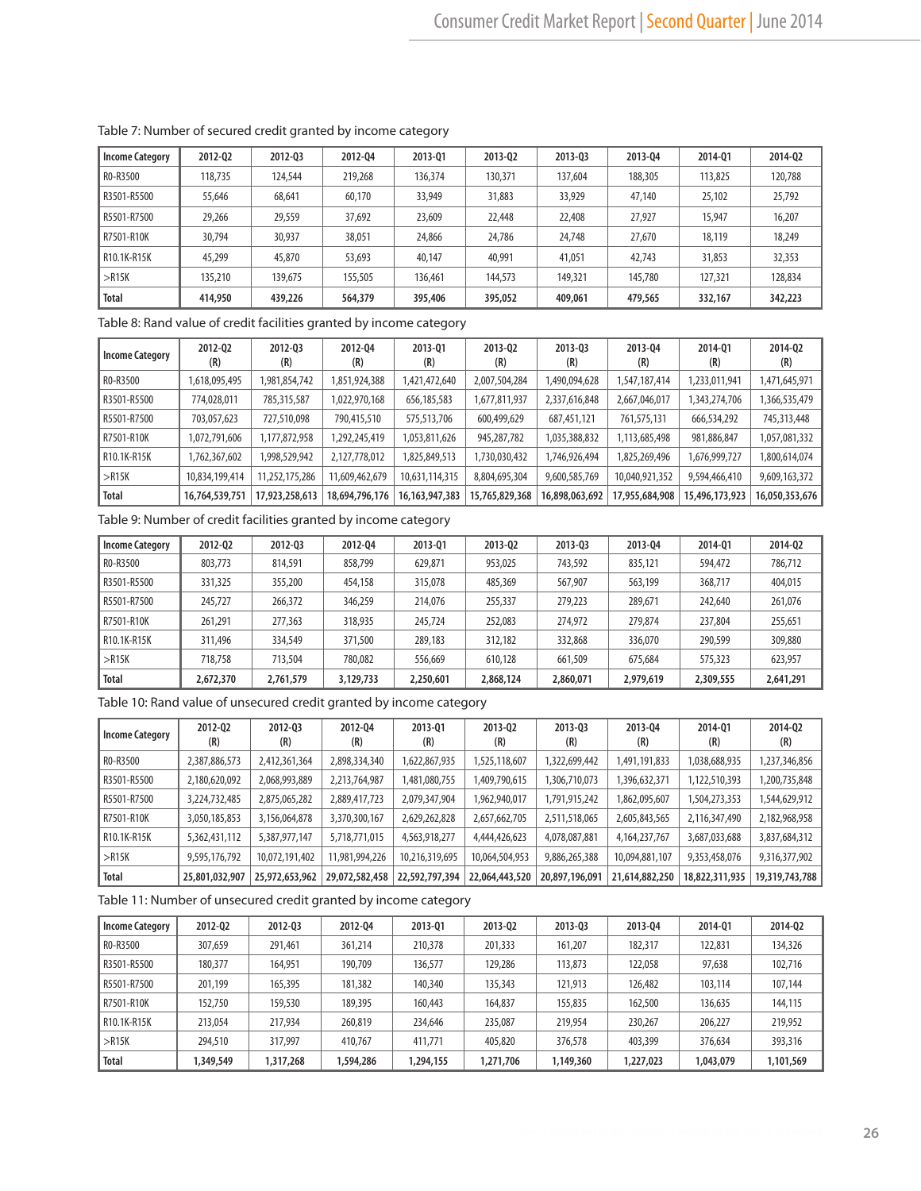Table 7: Number of secured credit granted by income category

| Income Category | 2012-Q2 | 2012-Q3 | 2012-Q4 | 2013-Q1 | 2013-Q2 | 2013-Q3 | 2013-Q4 | 2014-Q1 | 2014-Q2 |
|---|---|---|---|---|---|---|---|---|---|
| R0-R3500 | 118,735 | 124,544 | 219,268 | 136,374 | 130,371 | 137,604 | 188,305 | 113,825 | 120,788 |
| R3501-R5500 | 55,646 | 68,641 | 60,170 | 33,949 | 31,883 | 33,929 | 47,140 | 25,102 | 25,792 |
| R5501-R7500 | 29,266 | 29,559 | 37,692 | 23,609 | 22,448 | 22,408 | 27,927 | 15,947 | 16,207 |
| R7501-R10K | 30,794 | 30,937 | 38,051 | 24,866 | 24,786 | 24,748 | 27,670 | 18,119 | 18,249 |
| R10.1K-R15K | 45,299 | 45,870 | 53,693 | 40,147 | 40,991 | 41,051 | 42,743 | 31,853 | 32,353 |
| >R15K | 135,210 | 139,675 | 155,505 | 136,461 | 144,573 | 149,321 | 145,780 | 127,321 | 128,834 |
| **Total** | **414,950** | **439,226** | **564,379** | **395,406** | **395,052** | **409,061** | **479,565** | **332,167** | **342,223** |

Table 8: Rand value of credit facilities granted by income category

| Income Category | 2012-Q2 (R) | 2012-Q3 (R) | 2012-Q4 (R) | 2013-Q1 (R) | 2013-Q2 (R) | 2013-Q3 (R) | 2013-Q4 (R) | 2014-Q1 (R) | 2014-Q2 (R) |
|---|---|---|---|---|---|---|---|---|---|
| R0-R3500 | 1,618,095,495 | 1,981,854,742 | 1,851,924,388 | 1,421,472,640 | 2,007,504,284 | 1,490,094,628 | 1,547,187,414 | 1,233,011,941 | 1,471,645,971 |
| R3501-R5500 | 774,028,011 | 785,315,587 | 1,022,970,168 | 656,185,583 | 1,677,811,937 | 2,337,616,848 | 2,667,046,017 | 1,343,274,706 | 1,366,535,479 |
| R5501-R7500 | 703,057,623 | 727,510,098 | 790,415,510 | 575,513,706 | 600,499,629 | 687,451,121 | 761,575,131 | 666,534,292 | 745,313,448 |
| R7501-R10K | 1,072,791,606 | 1,177,872,958 | 1,292,245,419 | 1,053,811,626 | 945,287,782 | 1,035,388,832 | 1,113,685,498 | 981,886,847 | 1,057,081,332 |
| R10.1K-R15K | 1,762,367,602 | 1,998,529,942 | 2,127,778,012 | 1,825,849,513 | 1,730,030,432 | 1,746,926,494 | 1,825,269,496 | 1,676,999,727 | 1,800,614,074 |
| >R15K | 10,834,199,414 | 11,252,175,286 | 11,609,462,679 | 10,631,114,315 | 8,804,695,304 | 9,600,585,769 | 10,040,921,352 | 9,594,466,410 | 9,609,163,372 |
| **Total** | **16,764,539,751** | **17,923,258,613** | **18,694,796,176** | **16,163,947,383** | **15,765,829,368** | **16,898,063,692** | **17,955,684,908** | **15,496,173,923** | **16,050,353,676** |

Table 9: Number of credit facilities granted by income category

| Income Category | 2012-Q2 | 2012-Q3 | 2012-Q4 | 2013-Q1 | 2013-Q2 | 2013-Q3 | 2013-Q4 | 2014-Q1 | 2014-Q2 |
|---|---|---|---|---|---|---|---|---|---|
| R0-R3500 | 803,773 | 814,591 | 858,799 | 629,871 | 953,025 | 743,592 | 835,121 | 594,472 | 786,712 |
| R3501-R5500 | 331,325 | 355,200 | 454,158 | 315,078 | 485,369 | 567,907 | 563,199 | 368,717 | 404,015 |
| R5501-R7500 | 245,727 | 266,372 | 346,259 | 214,076 | 255,337 | 279,223 | 289,671 | 242,640 | 261,076 |
| R7501-R10K | 261,291 | 277,363 | 318,935 | 245,724 | 252,083 | 274,972 | 279,874 | 237,804 | 255,651 |
| R10.1K-R15K | 311,496 | 334,549 | 371,500 | 289,183 | 312,182 | 332,868 | 336,070 | 290,599 | 309,880 |
| >R15K | 718,758 | 713,504 | 780,082 | 556,669 | 610,128 | 661,509 | 675,684 | 575,323 | 623,957 |
| **Total** | **2,672,370** | **2,761,579** | **3,129,733** | **2,250,601** | **2,868,124** | **2,860,071** | **2,979,619** | **2,309,555** | **2,641,291** |

Table 10: Rand value of unsecured credit granted by income category

| Income Category | 2012-Q2 (R) | 2012-Q3 (R) | 2012-Q4 (R) | 2013-Q1 (R) | 2013-Q2 (R) | 2013-Q3 (R) | 2013-Q4 (R) | 2014-Q1 (R) | 2014-Q2 (R) |
|---|---|---|---|---|---|---|---|---|---|
| R0-R3500 | 2,387,886,573 | 2,412,361,364 | 2,898,334,340 | 1,622,867,935 | 1,525,118,607 | 1,322,699,442 | 1,491,191,833 | 1,038,688,935 | 1,237,346,856 |
| R3501-R5500 | 2,180,620,092 | 2,068,993,889 | 2,213,764,987 | 1,481,080,755 | 1,409,790,615 | 1,306,710,073 | 1,396,632,371 | 1,122,510,393 | 1,200,735,848 |
| R5501-R7500 | 3,224,732,485 | 2,875,065,282 | 2,889,417,723 | 2,079,347,904 | 1,962,940,017 | 1,791,915,242 | 1,862,095,607 | 1,504,273,353 | 1,544,629,912 |
| R7501-R10K | 3,050,185,853 | 3,156,064,878 | 3,370,300,167 | 2,629,262,828 | 2,657,662,705 | 2,511,518,065 | 2,605,843,565 | 2,116,347,490 | 2,182,968,958 |
| R10.1K-R15K | 5,362,431,112 | 5,387,977,147 | 5,718,771,015 | 4,563,918,277 | 4,444,426,623 | 4,078,087,881 | 4,164,237,767 | 3,687,033,688 | 3,837,684,312 |
| >R15K | 9,595,176,792 | 10,072,191,402 | 11,981,994,226 | 10,216,319,695 | 10,064,504,953 | 9,886,265,388 | 10,094,881,107 | 9,353,458,076 | 9,316,377,902 |
| **Total** | **25,801,032,907** | **25,972,653,962** | **29,072,582,458** | **22,592,797,394** | **22,064,443,520** | **20,897,196,091** | **21,614,882,250** | **18,822,311,935** | **19,319,743,788** |

Table 11: Number of unsecured credit granted by income category

| Income Category | 2012-Q2 | 2012-Q3 | 2012-Q4 | 2013-Q1 | 2013-Q2 | 2013-Q3 | 2013-Q4 | 2014-Q1 | 2014-Q2 |
|---|---|---|---|---|---|---|---|---|---|
| R0-R3500 | 307,659 | 291,461 | 361,214 | 210,378 | 201,333 | 161,207 | 182,317 | 122,831 | 134,326 |
| R3501-R5500 | 180,377 | 164,951 | 190,709 | 136,577 | 129,286 | 113,873 | 122,058 | 97,638 | 102,716 |
| R5501-R7500 | 201,199 | 165,395 | 181,382 | 140,340 | 135,343 | 121,913 | 126,482 | 103,114 | 107,144 |
| R7501-R10K | 152,750 | 159,530 | 189,395 | 160,443 | 164,837 | 155,835 | 162,500 | 136,635 | 144,115 |
| R10.1K-R15K | 213,054 | 217,934 | 260,819 | 234,646 | 235,087 | 219,954 | 230,267 | 206,227 | 219,952 |
| >R15K | 294,510 | 317,997 | 410,767 | 411,771 | 405,820 | 376,578 | 403,399 | 376,634 | 393,316 |
| **Total** | **1,349,549** | **1,317,268** | **1,594,286** | **1,294,155** | **1,271,706** | **1,149,360** | **1,227,023** | **1,043,079** | **1,101,569** |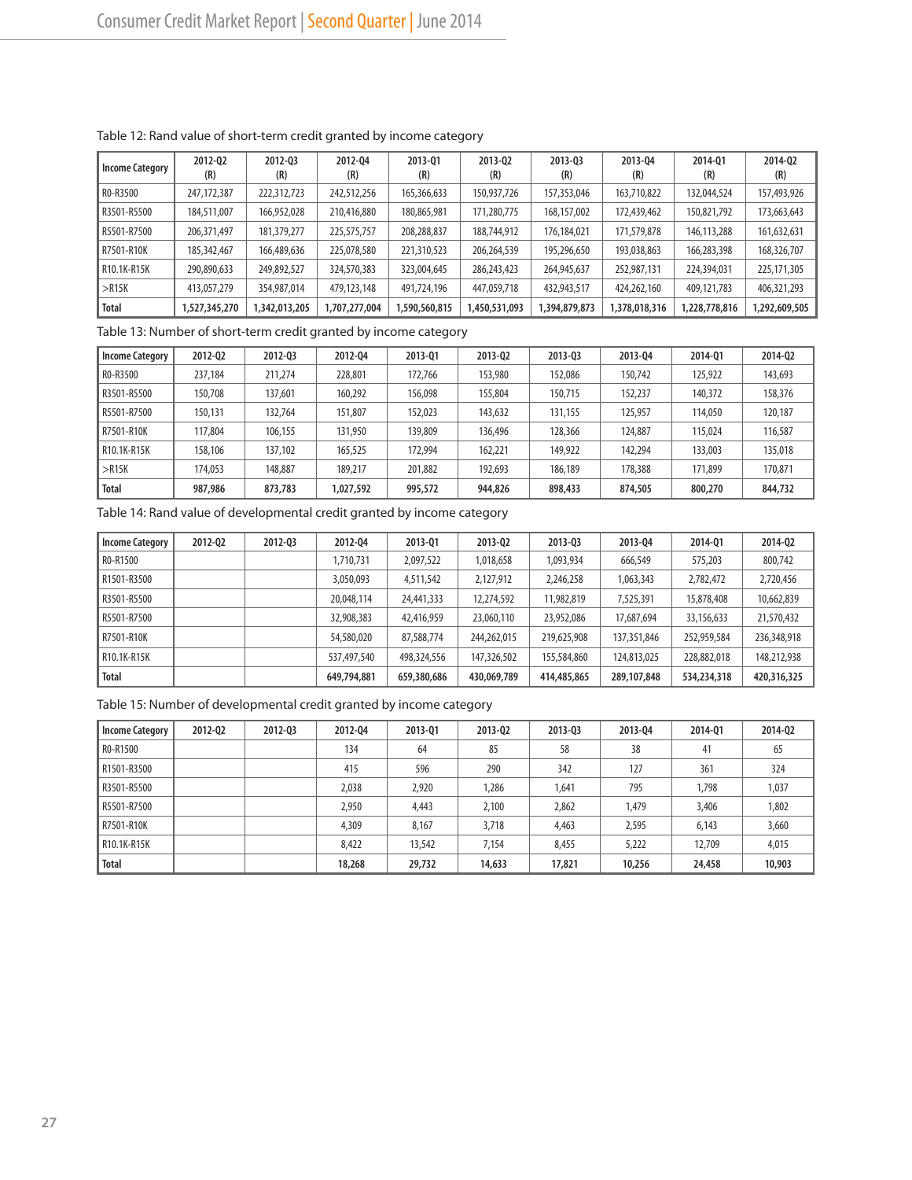Table 12: Rand value of short-term credit granted by income category

| Income Category | 2012-Q2 (R) | 2012-Q3 (R) | 2012-Q4 (R) | 2013-Q1 (R) | 2013-Q2 (R) | 2013-Q3 (R) | 2013-Q4 (R) | 2014-Q1 (R) | 2014-Q2 (R) |
|---|---|---|---|---|---|---|---|---|---|
| R0-R3500 | 247,172,387 | 222,312,723 | 242,512,256 | 165,366,633 | 150,937,726 | 157,353,046 | 163,710,822 | 132,044,524 | 157,493,926 |
| R3501-R5500 | 184,511,007 | 166,952,028 | 210,416,880 | 180,865,981 | 171,280,775 | 168,157,002 | 172,439,462 | 150,821,792 | 173,663,643 |
| R5501-R7500 | 206,371,497 | 181,379,277 | 225,575,757 | 208,288,837 | 188,744,912 | 176,184,021 | 171,579,878 | 146,113,288 | 161,632,631 |
| R7501-R10K | 185,342,467 | 166,489,636 | 225,078,580 | 221,310,523 | 206,264,539 | 195,296,650 | 193,038,863 | 166,283,398 | 168,326,707 |
| R10.1K-R15K | 290,890,633 | 249,892,527 | 324,570,383 | 323,004,645 | 286,243,423 | 264,945,637 | 252,987,131 | 224,394,031 | 225,171,305 |
| >R15K | 413,057,279 | 354,987,014 | 479,123,148 | 491,724,196 | 447,059,718 | 432,943,517 | 424,262,160 | 409,121,783 | 406,321,293 |
| **Total** | **1,527,345,270** | **1,342,013,205** | **1,707,277,004** | **1,590,560,815** | **1,450,531,093** | **1,394,879,873** | **1,378,018,316** | **1,228,778,816** | **1,292,609,505** |

Table 13: Number of short-term credit granted by income category

| Income Category | 2012-Q2 | 2012-Q3 | 2012-Q4 | 2013-Q1 | 2013-Q2 | 2013-Q3 | 2013-Q4 | 2014-Q1 | 2014-Q2 |
|---|---|---|---|---|---|---|---|---|---|
| R0-R3500 | 237,184 | 211,274 | 228,801 | 172,766 | 153,980 | 152,086 | 150,742 | 125,922 | 143,693 |
| R3501-R5500 | 150,708 | 137,601 | 160,292 | 156,098 | 155,804 | 150,715 | 152,237 | 140,372 | 158,376 |
| R5501-R7500 | 150,131 | 132,764 | 151,807 | 152,023 | 143,632 | 131,155 | 125,957 | 114,050 | 120,187 |
| R7501-R10K | 117,804 | 106,155 | 131,950 | 139,809 | 136,496 | 128,366 | 124,887 | 115,024 | 116,587 |
| R10.1K-R15K | 158,106 | 137,102 | 165,525 | 172,994 | 162,221 | 149,922 | 142,294 | 133,003 | 135,018 |
| >R15K | 174,053 | 148,887 | 189,217 | 201,882 | 192,693 | 186,189 | 178,388 | 171,899 | 170,871 |
| **Total** | **987,986** | **873,783** | **1,027,592** | **995,572** | **944,826** | **898,433** | **874,505** | **800,270** | **844,732** |

Table 14: Rand value of developmental credit granted by income category

| Income Category | 2012-Q2 | 2012-Q3 | 2012-Q4 | 2013-Q1 | 2013-Q2 | 2013-Q3 | 2013-Q4 | 2014-Q1 | 2014-Q2 |
|---|---|---|---|---|---|---|---|---|---|
| R0-R1500 | | | 1,710,731 | 2,097,522 | 1,018,658 | 1,093,934 | 666,549 | 575,203 | 800,742 |
| R1501-R3500 | | | 3,050,093 | 4,511,542 | 2,127,912 | 2,246,258 | 1,063,343 | 2,782,472 | 2,720,456 |
| R3501-R5500 | | | 20,048,114 | 24,441,333 | 12,274,592 | 11,982,819 | 7,525,391 | 15,878,408 | 10,662,839 |
| R5501-R7500 | | | 32,908,383 | 42,416,959 | 23,060,110 | 23,952,086 | 17,687,694 | 33,156,633 | 21,570,432 |
| R7501-R10K | | | 54,580,020 | 87,588,774 | 244,262,015 | 219,625,908 | 137,351,846 | 252,959,584 | 236,348,918 |
| R10.1K-R15K | | | 537,497,540 | 498,324,556 | 147,326,502 | 155,584,860 | 124,813,025 | 228,882,018 | 148,212,938 |
| **Total** | | | **649,794,881** | **659,380,686** | **430,069,789** | **414,485,865** | **289,107,848** | **534,234,318** | **420,316,325** |

Table 15: Number of developmental credit granted by income category

| Income Category | 2012-Q2 | 2012-Q3 | 2012-Q4 | 2013-Q1 | 2013-Q2 | 2013-Q3 | 2013-Q4 | 2014-Q1 | 2014-Q2 |
|---|---|---|---|---|---|---|---|---|---|
| R0-R1500 | | | 134 | 64 | 85 | 58 | 38 | 41 | 65 |
| R1501-R3500 | | | 415 | 596 | 290 | 342 | 127 | 361 | 324 |
| R3501-R5500 | | | 2,038 | 2,920 | 1,286 | 1,641 | 795 | 1,798 | 1,037 |
| R5501-R7500 | | | 2,950 | 4,443 | 2,100 | 2,862 | 1,479 | 3,406 | 1,802 |
| R7501-R10K | | | 4,309 | 8,167 | 3,718 | 4,463 | 2,595 | 6,143 | 3,660 |
| R10.1K-R15K | | | 8,422 | 13,542 | 7,154 | 8,455 | 5,222 | 12,709 | 4,015 |
| **Total** | | | **18,268** | **29,732** | **14,633** | **17,821** | **10,256** | **24,458** | **10,903** |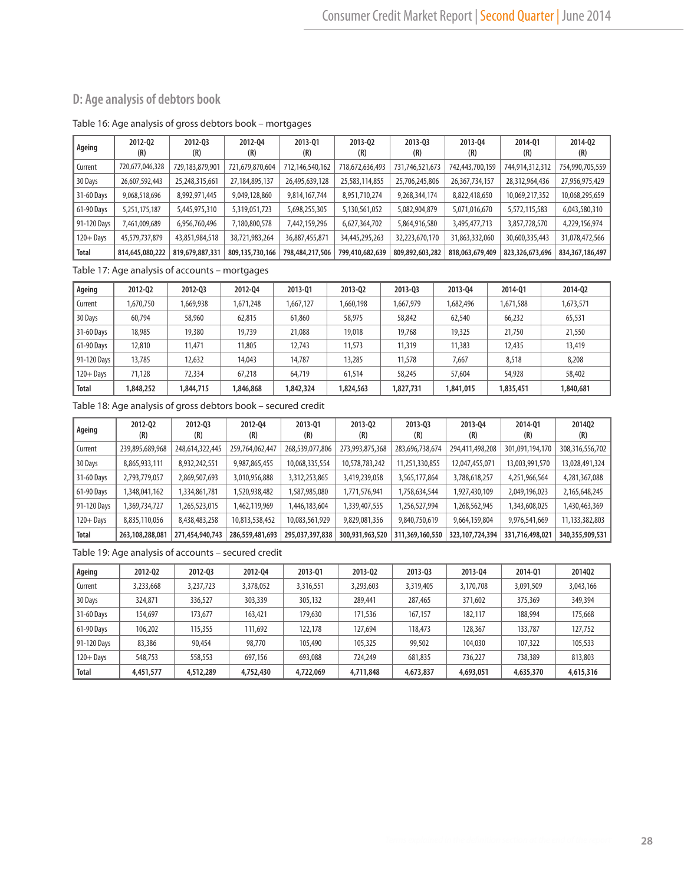## D: Age analysis of debtors book

Table 16: Age analysis of gross debtors book – mortgages

| Ageing | 2012-Q2 (R) | 2012-Q3 (R) | 2012-Q4 (R) | 2013-Q1 (R) | 2013-Q2 (R) | 2013-Q3 (R) | 2013-Q4 (R) | 2014-Q1 (R) | 2014-Q2 (R) |
|---|---|---|---|---|---|---|---|---|---|
| Current | 720,677,046,328 | 729,183,879,901 | 721,679,870,604 | 712,146,540,162 | 718,672,636,493 | 731,746,521,673 | 742,443,700,159 | 744,914,312,312 | 754,990,705,559 |
| 30 Days | 26,607,592,443 | 25,248,315,661 | 27,184,895,137 | 26,495,639,128 | 25,583,114,855 | 25,706,245,806 | 26,367,734,157 | 28,312,964,436 | 27,956,975,429 |
| 31-60 Days | 9,068,518,696 | 8,992,971,445 | 9,049,128,860 | 9,814,167,744 | 8,951,710,274 | 9,268,344,174 | 8,822,418,650 | 10,069,217,352 | 10,068,295,659 |
| 61-90 Days | 5,251,175,187 | 5,445,975,310 | 5,319,051,723 | 5,698,255,305 | 5,130,561,052 | 5,082,904,879 | 5,071,016,670 | 5,572,115,583 | 6,043,580,310 |
| 91-120 Days | 7,461,009,689 | 6,956,760,496 | 7,180,800,578 | 7,442,159,296 | 6,627,364,702 | 5,864,916,580 | 3,495,477,713 | 3,857,728,570 | 4,229,156,974 |
| 120+ Days | 45,579,737,879 | 43,851,984,518 | 38,721,983,264 | 36,887,455,871 | 34,445,295,263 | 32,223,670,170 | 31,863,332,060 | 30,600,335,443 | 31,078,472,566 |
| **Total** | **814,645,080,222** | **819,679,887,331** | **809,135,730,166** | **798,484,217,506** | **799,410,682,639** | **809,892,603,282** | **818,063,679,409** | **823,326,673,696** | **834,367,186,497** |

Table 17: Age analysis of accounts – mortgages

| Ageing | 2012-Q2 | 2012-Q3 | 2012-Q4 | 2013-Q1 | 2013-Q2 | 2013-Q3 | 2013-Q4 | 2014-Q1 | 2014-Q2 |
|---|---|---|---|---|---|---|---|---|---|
| Current | 1,670,750 | 1,669,938 | 1,671,248 | 1,667,127 | 1,660,198 | 1,667,979 | 1,682,496 | 1,671,588 | 1,673,571 |
| 30 Days | 60,794 | 58,960 | 62,815 | 61,860 | 58,975 | 58,842 | 62,540 | 66,232 | 65,531 |
| 31-60 Days | 18,985 | 19,380 | 19,739 | 21,088 | 19,018 | 19,768 | 19,325 | 21,750 | 21,550 |
| 61-90 Days | 12,810 | 11,471 | 11,805 | 12,743 | 11,573 | 11,319 | 11,383 | 12,435 | 13,419 |
| 91-120 Days | 13,785 | 12,632 | 14,043 | 14,787 | 13,285 | 11,578 | 7,667 | 8,518 | 8,208 |
| 120+ Days | 71,128 | 72,334 | 67,218 | 64,719 | 61,514 | 58,245 | 57,604 | 54,928 | 58,402 |
| **Total** | **1,848,252** | **1,844,715** | **1,846,868** | **1,842,324** | **1,824,563** | **1,827,731** | **1,841,015** | **1,835,451** | **1,840,681** |

Table 18: Age analysis of gross debtors book – secured credit

| Ageing | 2012-Q2 (R) | 2012-Q3 (R) | 2012-Q4 (R) | 2013-Q1 (R) | 2013-Q2 (R) | 2013-Q3 (R) | 2013-Q4 (R) | 2014-Q1 (R) | 2014Q2 (R) |
|---|---|---|---|---|---|---|---|---|---|
| Current | 239,895,689,968 | 248,614,322,445 | 259,764,062,447 | 268,539,077,806 | 273,993,875,368 | 283,696,738,674 | 294,411,498,208 | 301,091,194,170 | 308,316,556,702 |
| 30 Days | 8,865,933,111 | 8,932,242,551 | 9,987,865,455 | 10,068,335,554 | 10,578,783,242 | 11,251,330,855 | 12,047,455,071 | 13,003,991,570 | 13,028,491,324 |
| 31-60 Days | 2,793,779,057 | 2,869,507,693 | 3,010,956,888 | 3,312,253,865 | 3,419,239,058 | 3,565,177,864 | 3,788,618,257 | 4,251,966,564 | 4,281,367,088 |
| 61-90 Days | 1,348,041,162 | 1,334,861,781 | 1,520,938,482 | 1,587,985,080 | 1,771,576,941 | 1,758,634,544 | 1,927,430,109 | 2,049,196,023 | 2,165,648,245 |
| 91-120 Days | 1,369,734,727 | 1,265,523,015 | 1,462,119,969 | 1,446,183,604 | 1,339,407,555 | 1,256,527,994 | 1,268,562,945 | 1,343,608,025 | 1,430,463,369 |
| 120+ Days | 8,835,110,056 | 8,438,483,258 | 10,813,538,452 | 10,083,561,929 | 9,829,081,356 | 9,840,750,619 | 9,664,159,804 | 9,976,541,669 | 11,133,382,803 |
| **Total** | **263,108,288,081** | **271,454,940,743** | **286,559,481,693** | **295,037,397,838** | **300,931,963,520** | **311,369,160,550** | **323,107,724,394** | **331,716,498,021** | **340,355,909,531** |

Table 19: Age analysis of accounts – secured credit

| Ageing | 2012-Q2 | 2012-Q3 | 2012-Q4 | 2013-Q1 | 2013-Q2 | 2013-Q3 | 2013-Q4 | 2014-Q1 | 2014Q2 |
|---|---|---|---|---|---|---|---|---|---|
| Current | 3,233,668 | 3,237,723 | 3,378,052 | 3,316,551 | 3,293,603 | 3,319,405 | 3,170,708 | 3,091,509 | 3,043,166 |
| 30 Days | 324,871 | 336,527 | 303,339 | 305,132 | 289,441 | 287,465 | 371,602 | 375,369 | 349,394 |
| 31-60 Days | 154,697 | 173,677 | 163,421 | 179,630 | 171,536 | 167,157 | 182,117 | 188,994 | 175,668 |
| 61-90 Days | 106,202 | 115,355 | 111,692 | 122,178 | 127,694 | 118,473 | 128,367 | 133,787 | 127,752 |
| 91-120 Days | 83,386 | 90,454 | 98,770 | 105,490 | 105,325 | 99,502 | 104,030 | 107,322 | 105,533 |
| 120+ Days | 548,753 | 558,553 | 697,156 | 693,088 | 724,249 | 681,835 | 736,227 | 738,389 | 813,803 |
| **Total** | **4,451,577** | **4,512,289** | **4,752,430** | **4,722,069** | **4,711,848** | **4,673,837** | **4,693,051** | **4,635,370** | **4,615,316** |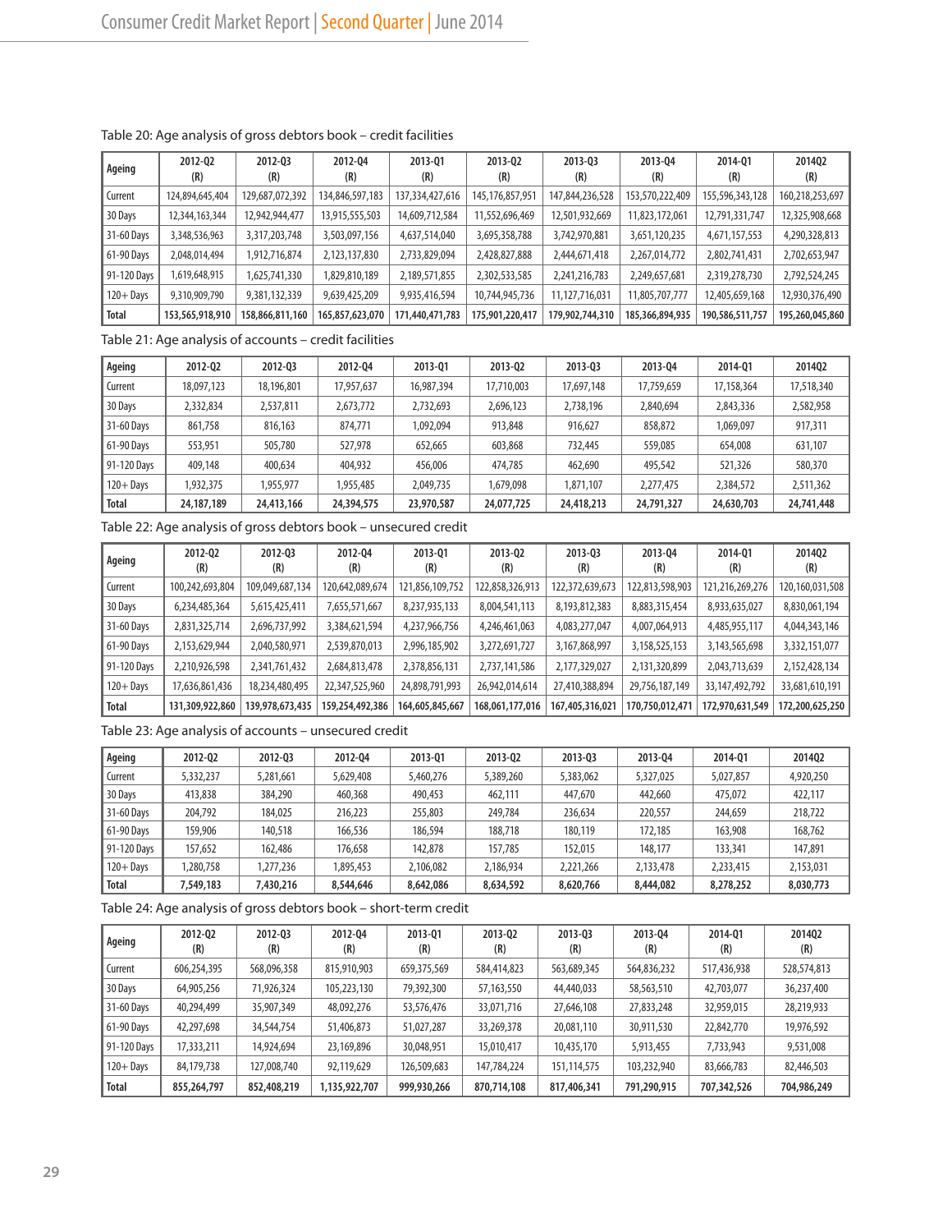Table 20: Age analysis of gross debtors book – credit facilities

| Ageing | 2012-Q2 (R) | 2012-Q3 (R) | 2012-Q4 (R) | 2013-Q1 (R) | 2013-Q2 (R) | 2013-Q3 (R) | 2013-Q4 (R) | 2014-Q1 (R) | 2014Q2 (R) |
|---|---|---|---|---|---|---|---|---|---|
| Current | 124,894,645,404 | 129,687,072,392 | 134,846,597,183 | 137,334,427,616 | 145,176,857,951 | 147,844,236,528 | 153,570,222,409 | 155,596,343,128 | 160,218,253,697 |
| 30 Days | 12,344,163,344 | 12,942,944,477 | 13,915,555,503 | 14,609,712,584 | 11,552,696,469 | 12,501,932,669 | 11,823,172,061 | 12,791,331,747 | 12,325,908,668 |
| 31-60 Days | 3,348,536,963 | 3,317,203,748 | 3,503,097,156 | 4,637,514,040 | 3,695,358,788 | 3,742,970,881 | 3,651,120,235 | 4,671,157,553 | 4,290,328,813 |
| 61-90 Days | 2,048,014,494 | 1,912,716,874 | 2,123,137,830 | 2,733,829,094 | 2,428,827,888 | 2,444,671,418 | 2,267,014,772 | 2,802,741,431 | 2,702,653,947 |
| 91-120 Days | 1,619,648,915 | 1,625,741,330 | 1,829,810,189 | 2,189,571,855 | 2,302,533,585 | 2,241,216,783 | 2,249,657,681 | 2,319,278,730 | 2,792,524,245 |
| 120+ Days | 9,310,909,790 | 9,381,132,339 | 9,639,425,209 | 9,935,416,594 | 10,744,945,736 | 11,127,716,031 | 11,805,707,777 | 12,405,659,168 | 12,930,376,490 |
| **Total** | **153,565,918,910** | **158,866,811,160** | **165,857,623,070** | **171,440,471,783** | **175,901,220,417** | **179,902,744,310** | **185,366,894,935** | **190,586,511,757** | **195,260,045,860** |

Table 21: Age analysis of accounts – credit facilities

| Ageing | 2012-Q2 | 2012-Q3 | 2012-Q4 | 2013-Q1 | 2013-Q2 | 2013-Q3 | 2013-Q4 | 2014-Q1 | 2014Q2 |
|---|---|---|---|---|---|---|---|---|---|
| Current | 18,097,123 | 18,196,801 | 17,957,637 | 16,987,394 | 17,710,003 | 17,697,148 | 17,759,659 | 17,158,364 | 17,518,340 |
| 30 Days | 2,332,834 | 2,537,811 | 2,673,772 | 2,732,693 | 2,696,123 | 2,738,196 | 2,840,694 | 2,843,336 | 2,582,958 |
| 31-60 Days | 861,758 | 816,163 | 874,771 | 1,092,094 | 913,848 | 916,627 | 858,872 | 1,069,097 | 917,311 |
| 61-90 Days | 553,951 | 505,780 | 527,978 | 652,665 | 603,868 | 732,445 | 559,085 | 654,008 | 631,107 |
| 91-120 Days | 409,148 | 400,634 | 404,932 | 456,006 | 474,785 | 462,690 | 495,542 | 521,326 | 580,370 |
| 120+ Days | 1,932,375 | 1,955,977 | 1,955,485 | 2,049,735 | 1,679,098 | 1,871,107 | 2,277,475 | 2,384,572 | 2,511,362 |
| **Total** | **24,187,189** | **24,413,166** | **24,394,575** | **23,970,587** | **24,077,725** | **24,418,213** | **24,791,327** | **24,630,703** | **24,741,448** |

Table 22: Age analysis of gross debtors book – unsecured credit

| Ageing | 2012-Q2 (R) | 2012-Q3 (R) | 2012-Q4 (R) | 2013-Q1 (R) | 2013-Q2 (R) | 2013-Q3 (R) | 2013-Q4 (R) | 2014-Q1 (R) | 2014Q2 (R) |
|---|---|---|---|---|---|---|---|---|---|
| Current | 100,242,693,804 | 109,049,687,134 | 120,642,089,674 | 121,856,109,752 | 122,858,326,913 | 122,372,639,673 | 122,813,598,903 | 121,216,269,276 | 120,160,031,508 |
| 30 Days | 6,234,485,364 | 5,615,425,411 | 7,655,571,667 | 8,237,935,133 | 8,004,541,113 | 8,193,812,383 | 8,883,315,454 | 8,933,635,027 | 8,830,061,194 |
| 31-60 Days | 2,831,325,714 | 2,696,737,992 | 3,384,621,594 | 4,237,966,756 | 4,246,461,063 | 4,083,277,047 | 4,007,064,913 | 4,485,955,117 | 4,044,343,146 |
| 61-90 Days | 2,153,629,944 | 2,040,580,971 | 2,539,870,013 | 2,996,185,902 | 3,272,691,727 | 3,167,868,997 | 3,158,525,153 | 3,143,565,698 | 3,332,151,077 |
| 91-120 Days | 2,210,926,598 | 2,341,761,432 | 2,684,813,478 | 2,378,856,131 | 2,737,141,586 | 2,177,329,027 | 2,131,320,899 | 2,043,713,639 | 2,152,428,134 |
| 120+ Days | 17,636,861,436 | 18,234,480,495 | 22,347,525,960 | 24,898,791,993 | 26,942,014,614 | 27,410,388,894 | 29,756,187,149 | 33,147,492,792 | 33,681,610,191 |
| **Total** | **131,309,922,860** | **139,978,673,435** | **159,254,492,386** | **164,605,845,667** | **168,061,177,016** | **167,405,316,021** | **170,750,012,471** | **172,970,631,549** | **172,200,625,250** |

Table 23: Age analysis of accounts – unsecured credit

| Ageing | 2012-Q2 | 2012-Q3 | 2012-Q4 | 2013-Q1 | 2013-Q2 | 2013-Q3 | 2013-Q4 | 2014-Q1 | 2014Q2 |
|---|---|---|---|---|---|---|---|---|---|
| Current | 5,332,237 | 5,281,661 | 5,629,408 | 5,460,276 | 5,389,260 | 5,383,062 | 5,327,025 | 5,027,857 | 4,920,250 |
| 30 Days | 413,838 | 384,290 | 460,368 | 490,453 | 462,111 | 447,670 | 442,660 | 475,072 | 422,117 |
| 31-60 Days | 204,792 | 184,025 | 216,223 | 255,803 | 249,784 | 236,634 | 220,557 | 244,659 | 218,722 |
| 61-90 Days | 159,906 | 140,518 | 166,536 | 186,594 | 188,718 | 180,119 | 172,185 | 163,908 | 168,762 |
| 91-120 Days | 157,652 | 162,486 | 176,658 | 142,878 | 157,785 | 152,015 | 148,177 | 133,341 | 147,891 |
| 120+ Days | 1,280,758 | 1,277,236 | 1,895,453 | 2,106,082 | 2,186,934 | 2,221,266 | 2,133,478 | 2,233,415 | 2,153,031 |
| **Total** | **7,549,183** | **7,430,216** | **8,544,646** | **8,642,086** | **8,634,592** | **8,620,766** | **8,444,082** | **8,278,252** | **8,030,773** |

Table 24: Age analysis of gross debtors book – short-term credit

| Ageing | 2012-Q2 (R) | 2012-Q3 (R) | 2012-Q4 (R) | 2013-Q1 (R) | 2013-Q2 (R) | 2013-Q3 (R) | 2013-Q4 (R) | 2014-Q1 (R) | 2014Q2 (R) |
|---|---|---|---|---|---|---|---|---|---|
| Current | 606,254,395 | 568,096,358 | 815,910,903 | 659,375,569 | 584,414,823 | 563,689,345 | 564,836,232 | 517,436,938 | 528,574,813 |
| 30 Days | 64,905,256 | 71,926,324 | 105,223,130 | 79,392,300 | 57,163,550 | 44,440,033 | 58,563,510 | 42,703,077 | 36,237,400 |
| 31-60 Days | 40,294,499 | 35,907,349 | 48,092,276 | 53,576,476 | 33,071,716 | 27,646,108 | 27,833,248 | 32,959,015 | 28,219,933 |
| 61-90 Days | 42,297,698 | 34,544,754 | 51,406,873 | 51,027,287 | 33,269,378 | 20,081,110 | 30,911,530 | 22,842,770 | 19,976,592 |
| 91-120 Days | 17,333,211 | 14,924,694 | 23,169,896 | 30,048,951 | 15,010,417 | 10,435,170 | 5,913,455 | 7,733,943 | 9,531,008 |
| 120+ Days | 84,179,738 | 127,008,740 | 92,119,629 | 126,509,683 | 147,784,224 | 151,114,575 | 103,232,940 | 83,666,783 | 82,446,503 |
| **Total** | **855,264,797** | **852,408,219** | **1,135,922,707** | **999,930,266** | **870,714,108** | **817,406,341** | **791,290,915** | **707,342,526** | **704,986,249** |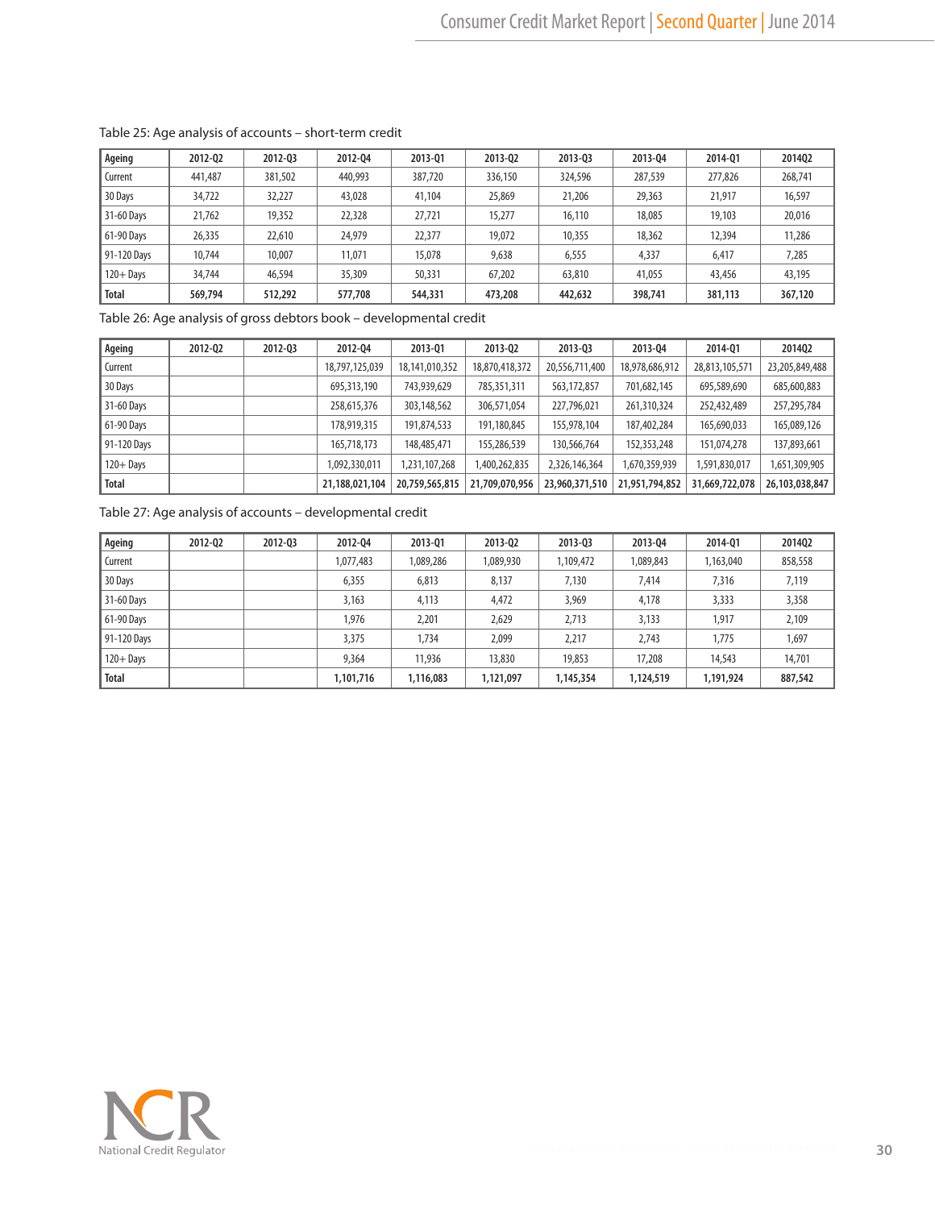Table 25: Age analysis of accounts – short-term credit

| Ageing | 2012-Q2 | 2012-Q3 | 2012-Q4 | 2013-Q1 | 2013-Q2 | 2013-Q3 | 2013-Q4 | 2014-Q1 | 2014Q2 |
|---|---|---|---|---|---|---|---|---|---|
| Current | 441,487 | 381,502 | 440,993 | 387,720 | 336,150 | 324,596 | 287,539 | 277,826 | 268,741 |
| 30 Days | 34,722 | 32,227 | 43,028 | 41,104 | 25,869 | 21,206 | 29,363 | 21,917 | 16,597 |
| 31-60 Days | 21,762 | 19,352 | 22,328 | 27,721 | 15,277 | 16,110 | 18,085 | 19,103 | 20,016 |
| 61-90 Days | 26,335 | 22,610 | 24,979 | 22,377 | 19,072 | 10,355 | 18,362 | 12,394 | 11,286 |
| 91-120 Days | 10,744 | 10,007 | 11,071 | 15,078 | 9,638 | 6,555 | 4,337 | 6,417 | 7,285 |
| 120+ Days | 34,744 | 46,594 | 35,309 | 50,331 | 67,202 | 63,810 | 41,055 | 43,456 | 43,195 |
| **Total** | **569,794** | **512,292** | **577,708** | **544,331** | **473,208** | **442,632** | **398,741** | **381,113** | **367,120** |

Table 26: Age analysis of gross debtors book – developmental credit

| Ageing | 2012-Q2 | 2012-Q3 | 2012-Q4 | 2013-Q1 | 2013-Q2 | 2013-Q3 | 2013-Q4 | 2014-Q1 | 2014Q2 |
|---|---|---|---|---|---|---|---|---|---|
| Current | | | 18,797,125,039 | 18,141,010,352 | 18,870,418,372 | 20,556,711,400 | 18,978,686,912 | 28,813,105,571 | 23,205,849,488 |
| 30 Days | | | 695,313,190 | 743,939,629 | 785,351,311 | 563,172,857 | 701,682,145 | 695,589,690 | 685,600,883 |
| 31-60 Days | | | 258,615,376 | 303,148,562 | 306,571,054 | 227,796,021 | 261,310,324 | 252,432,489 | 257,295,784 |
| 61-90 Days | | | 178,919,315 | 191,874,533 | 191,180,845 | 155,978,104 | 187,402,284 | 165,690,033 | 165,089,126 |
| 91-120 Days | | | 165,718,173 | 148,485,471 | 155,286,539 | 130,566,764 | 152,353,248 | 151,074,278 | 137,893,661 |
| 120+ Days | | | 1,092,330,011 | 1,231,107,268 | 1,400,262,835 | 2,326,146,364 | 1,670,359,939 | 1,591,830,017 | 1,651,309,905 |
| **Total** | | | **21,188,021,104** | **20,759,565,815** | **21,709,070,956** | **23,960,371,510** | **21,951,794,852** | **31,669,722,078** | **26,103,038,847** |

Table 27: Age analysis of accounts – developmental credit

| Ageing | 2012-Q2 | 2012-Q3 | 2012-Q4 | 2013-Q1 | 2013-Q2 | 2013-Q3 | 2013-Q4 | 2014-Q1 | 2014Q2 |
|---|---|---|---|---|---|---|---|---|---|
| Current | | | 1,077,483 | 1,089,286 | 1,089,930 | 1,109,472 | 1,089,843 | 1,163,040 | 858,558 |
| 30 Days | | | 6,355 | 6,813 | 8,137 | 7,130 | 7,414 | 7,316 | 7,119 |
| 31-60 Days | | | 3,163 | 4,113 | 4,472 | 3,969 | 4,178 | 3,333 | 3,358 |
| 61-90 Days | | | 1,976 | 2,201 | 2,629 | 2,713 | 3,133 | 1,917 | 2,109 |
| 91-120 Days | | | 3,375 | 1,734 | 2,099 | 2,217 | 2,743 | 1,775 | 1,697 |
| 120+ Days | | | 9,364 | 11,936 | 13,830 | 19,853 | 17,208 | 14,543 | 14,701 |
| **Total** | | | **1,101,716** | **1,116,083** | **1,121,097** | **1,145,354** | **1,124,519** | **1,191,924** | **887,542** |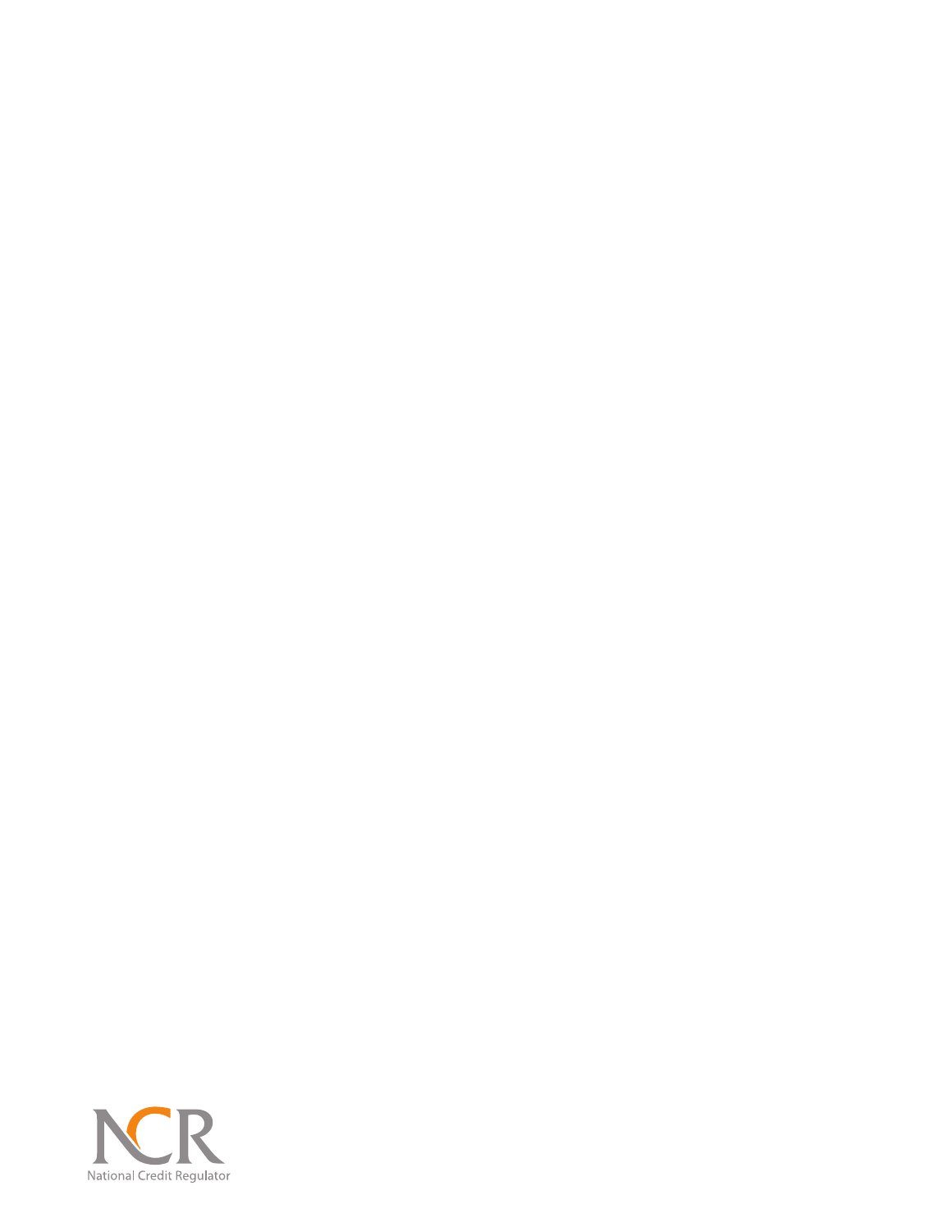NCR

National Credit Regulator